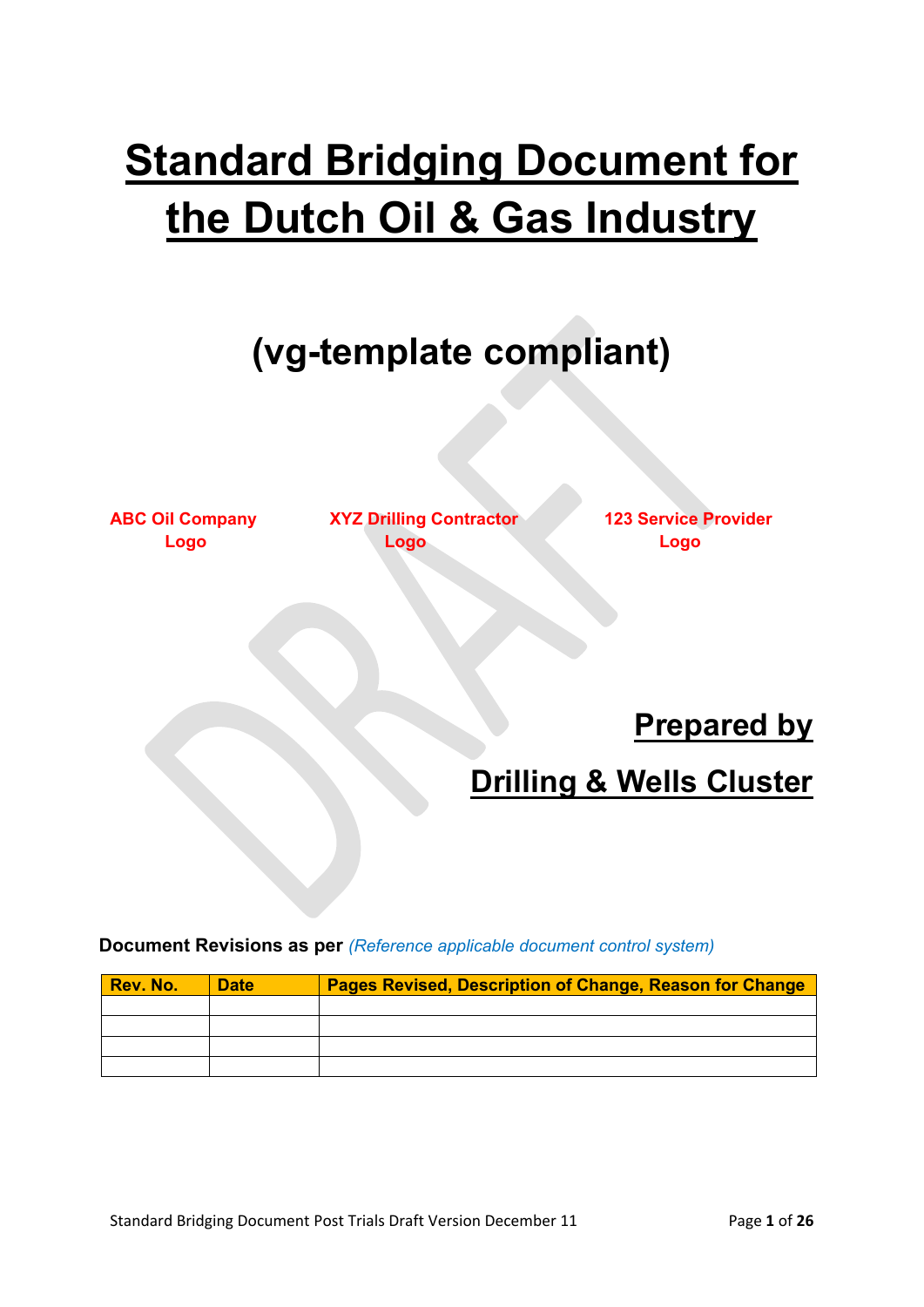# Standard Bridging Document for the Dutch Oil & Gas Industry

## (vg-template compliant)

**ABC Oil Company Logo** **XYZ Drilling Contractor Logo** **123 Service Provider Logo**

**Prepared by**

**Drilling & Wells Cluster**

**Document Revisions as per** *(Reference applicable document control system)*

| Rev. No. | Date | Pages Revised, Description of Change, Reason for Change |
|---|---|---|
| | | |
| | | |
| | | |
| | | |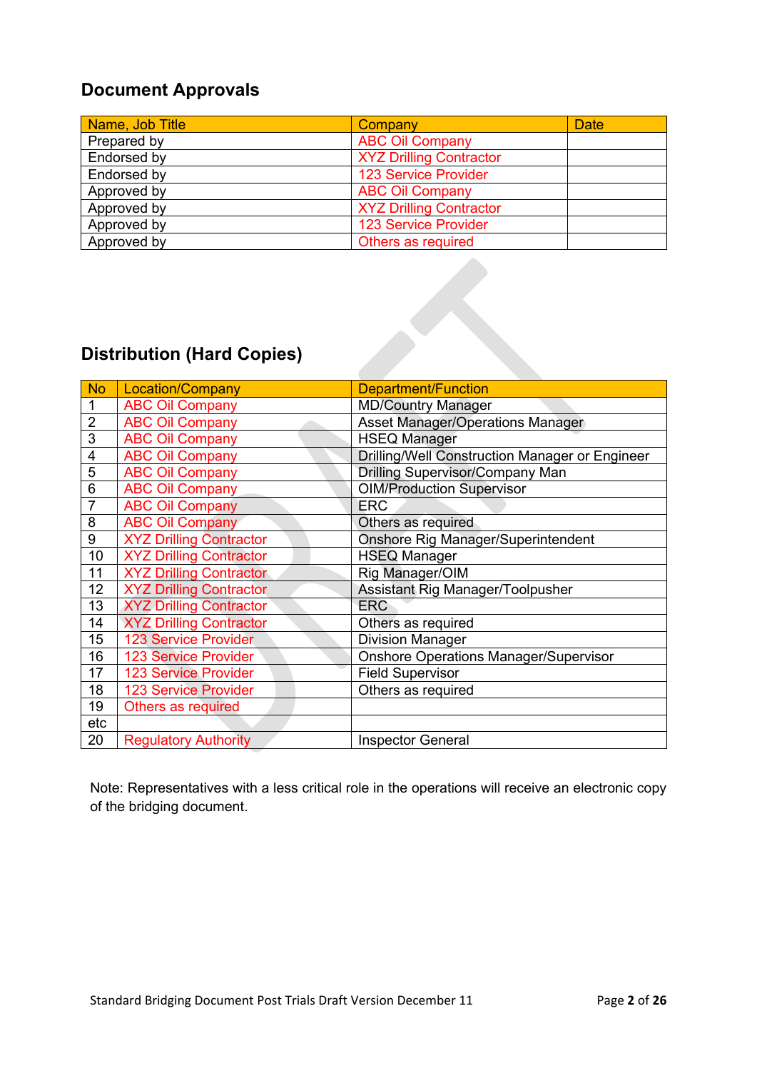## Document Approvals

| Name, Job Title | Company | Date |
|---|---|---|
| Prepared by | ABC Oil Company | |
| Endorsed by | XYZ Drilling Contractor | |
| Endorsed by | 123 Service Provider | |
| Approved by | ABC Oil Company | |
| Approved by | XYZ Drilling Contractor | |
| Approved by | 123 Service Provider | |
| Approved by | Others as required | |

## Distribution (Hard Copies)

| No | Location/Company | Department/Function |
|---|---|---|
| 1 | ABC Oil Company | MD/Country Manager |
| 2 | ABC Oil Company | Asset Manager/Operations Manager |
| 3 | ABC Oil Company | HSEQ Manager |
| 4 | ABC Oil Company | Drilling/Well Construction Manager or Engineer |
| 5 | ABC Oil Company | Drilling Supervisor/Company Man |
| 6 | ABC Oil Company | OIM/Production Supervisor |
| 7 | ABC Oil Company | ERC |
| 8 | ABC Oil Company | Others as required |
| 9 | XYZ Drilling Contractor | Onshore Rig Manager/Superintendent |
| 10 | XYZ Drilling Contractor | HSEQ Manager |
| 11 | XYZ Drilling Contractor | Rig Manager/OIM |
| 12 | XYZ Drilling Contractor | Assistant Rig Manager/Toolpusher |
| 13 | XYZ Drilling Contractor | ERC |
| 14 | XYZ Drilling Contractor | Others as required |
| 15 | 123 Service Provider | Division Manager |
| 16 | 123 Service Provider | Onshore Operations Manager/Supervisor |
| 17 | 123 Service Provider | Field Supervisor |
| 18 | 123 Service Provider | Others as required |
| 19 | Others as required | |
| etc | | |
| 20 | Regulatory Authority | Inspector General |

Note: Representatives with a less critical role in the operations will receive an electronic copy of the bridging document.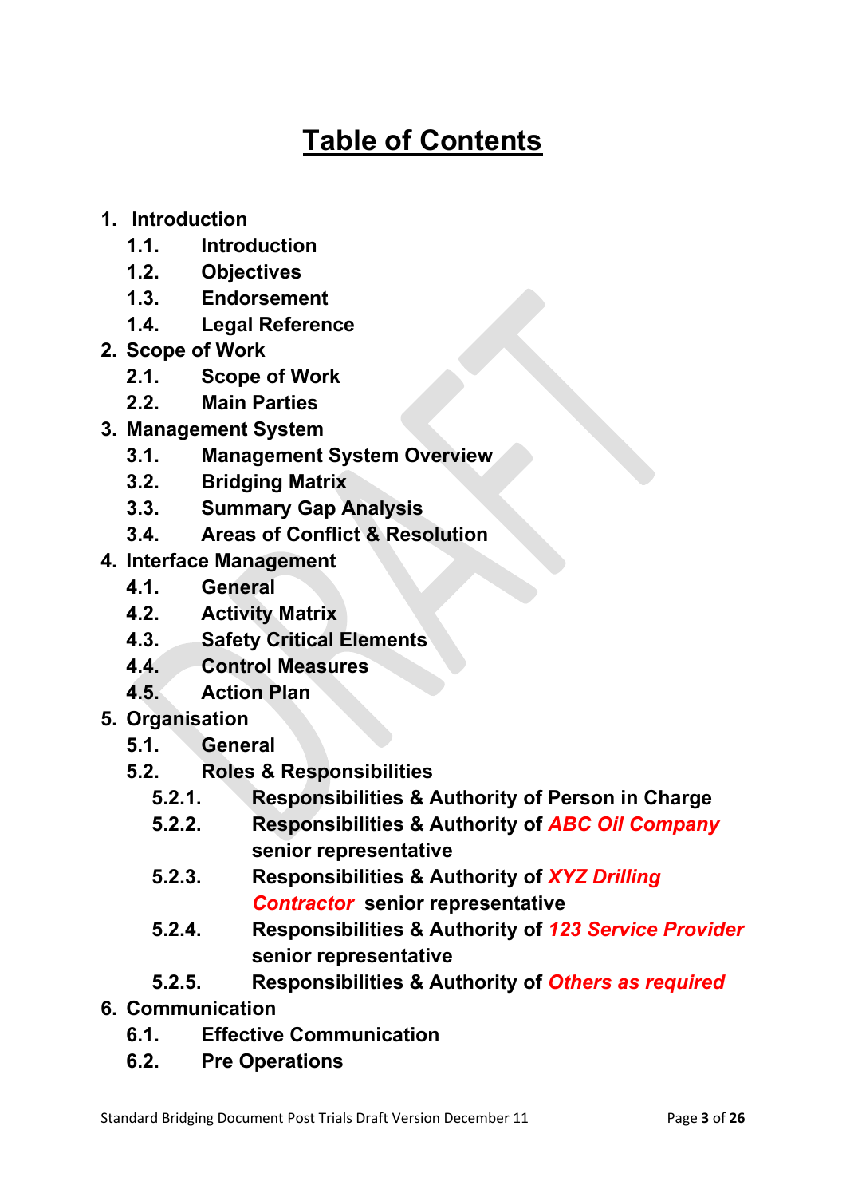# Table of Contents

1. **Introduction**
   - **1.1. Introduction**
   - **1.2. Objectives**
   - **1.3. Endorsement**
   - **1.4. Legal Reference**
2. **Scope of Work**
   - **2.1. Scope of Work**
   - **2.2. Main Parties**
3. **Management System**
   - **3.1. Management System Overview**
   - **3.2. Bridging Matrix**
   - **3.3. Summary Gap Analysis**
   - **3.4. Areas of Conflict & Resolution**
4. **Interface Management**
   - **4.1. General**
   - **4.2. Activity Matrix**
   - **4.3. Safety Critical Elements**
   - **4.4. Control Measures**
   - **4.5. Action Plan**
5. **Organisation**
   - **5.1. General**
   - **5.2. Roles & Responsibilities**
     - **5.2.1. Responsibilities & Authority of Person in Charge**
     - **5.2.2. Responsibilities & Authority of *ABC Oil Company* senior representative**
     - **5.2.3. Responsibilities & Authority of *XYZ Drilling Contractor* senior representative**
     - **5.2.4. Responsibilities & Authority of *123 Service Provider* senior representative**
     - **5.2.5. Responsibilities & Authority of *Others as required***
6. **Communication**
   - **6.1. Effective Communication**
   - **6.2. Pre Operations**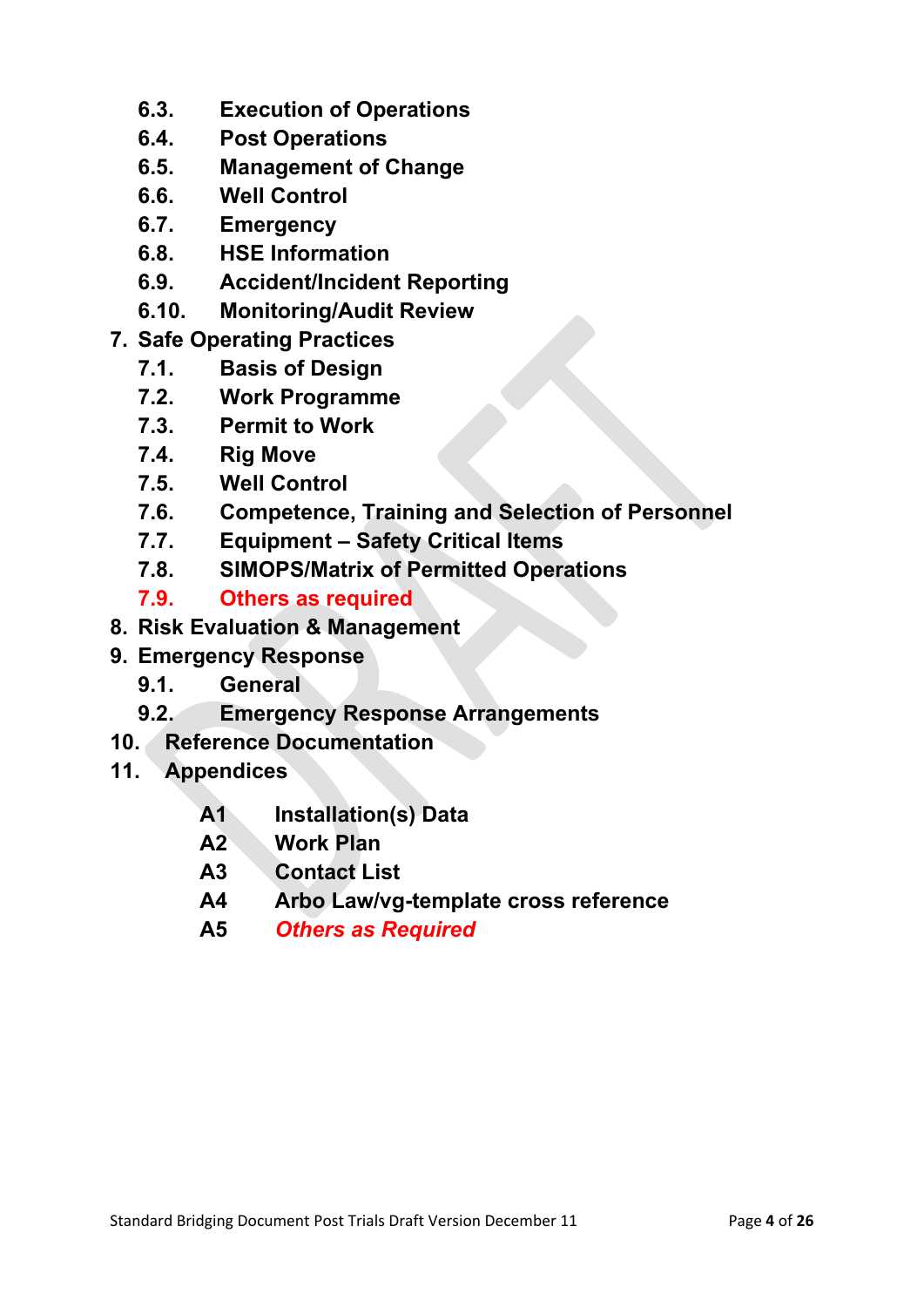- **6.3. Execution of Operations**
- **6.4. Post Operations**
- **6.5. Management of Change**
- **6.6. Well Control**
- **6.7. Emergency**
- **6.8. HSE Information**
- **6.9. Accident/Incident Reporting**
- **6.10. Monitoring/Audit Review**

**7. Safe Operating Practices**

- **7.1. Basis of Design**
- **7.2. Work Programme**
- **7.3. Permit to Work**
- **7.4. Rig Move**
- **7.5. Well Control**
- **7.6. Competence, Training and Selection of Personnel**
- **7.7. Equipment – Safety Critical Items**
- **7.8. SIMOPS/Matrix of Permitted Operations**
- **7.9. Others as required**

**8. Risk Evaluation & Management**

**9. Emergency Response**

- **9.1. General**
- **9.2. Emergency Response Arrangements**

**10. Reference Documentation**

**11. Appendices**

- **A1 Installation(s) Data**
- **A2 Work Plan**
- **A3 Contact List**
- **A4 Arbo Law/vg-template cross reference**
- **A5** ***Others as Required***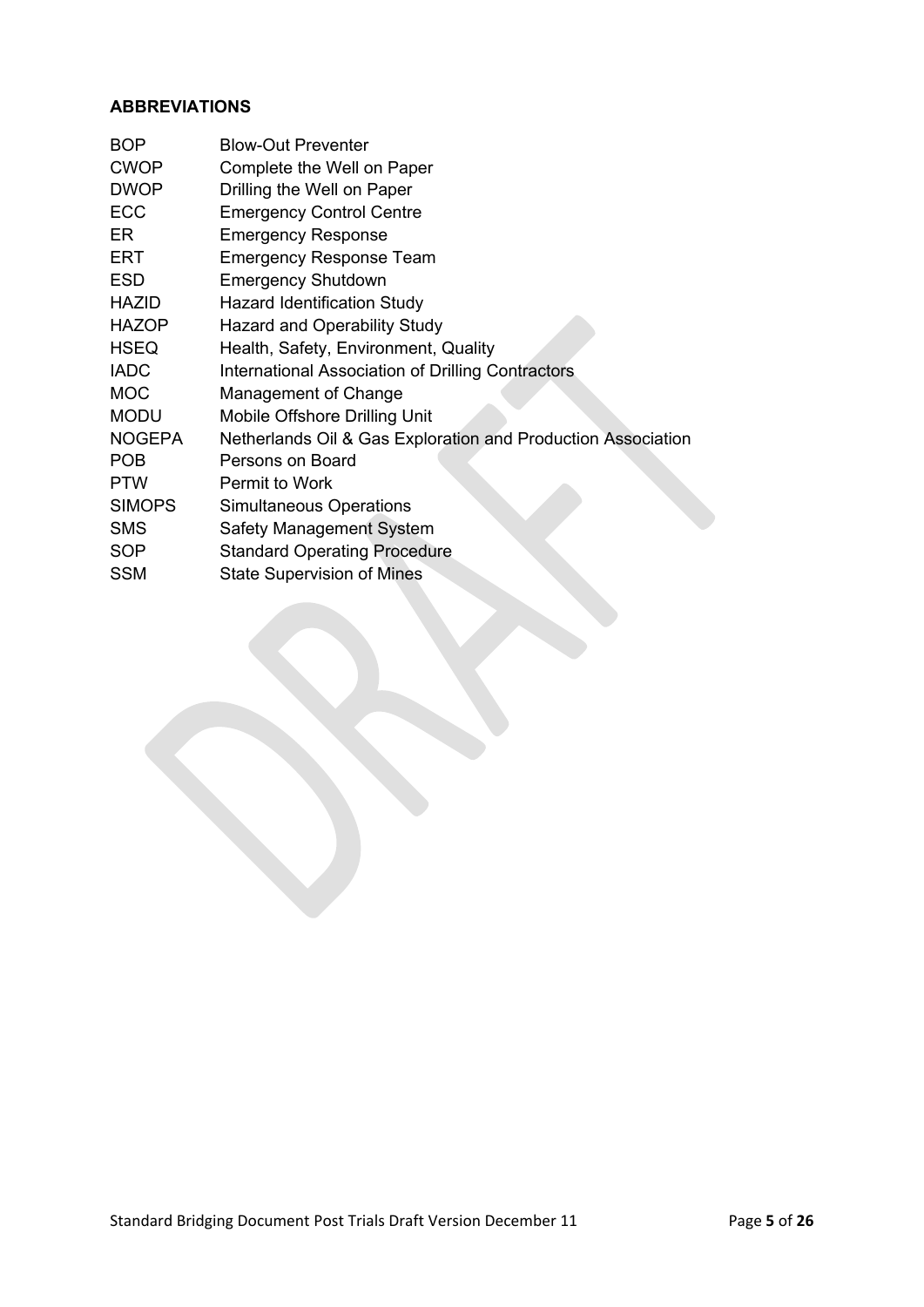## ABBREVIATIONS

| | |
|---|---|
| BOP | Blow-Out Preventer |
| CWOP | Complete the Well on Paper |
| DWOP | Drilling the Well on Paper |
| ECC | Emergency Control Centre |
| ER | Emergency Response |
| ERT | Emergency Response Team |
| ESD | Emergency Shutdown |
| HAZID | Hazard Identification Study |
| HAZOP | Hazard and Operability Study |
| HSEQ | Health, Safety, Environment, Quality |
| IADC | International Association of Drilling Contractors |
| MOC | Management of Change |
| MODU | Mobile Offshore Drilling Unit |
| NOGEPA | Netherlands Oil & Gas Exploration and Production Association |
| POB | Persons on Board |
| PTW | Permit to Work |
| SIMOPS | Simultaneous Operations |
| SMS | Safety Management System |
| SOP | Standard Operating Procedure |
| SSM | State Supervision of Mines |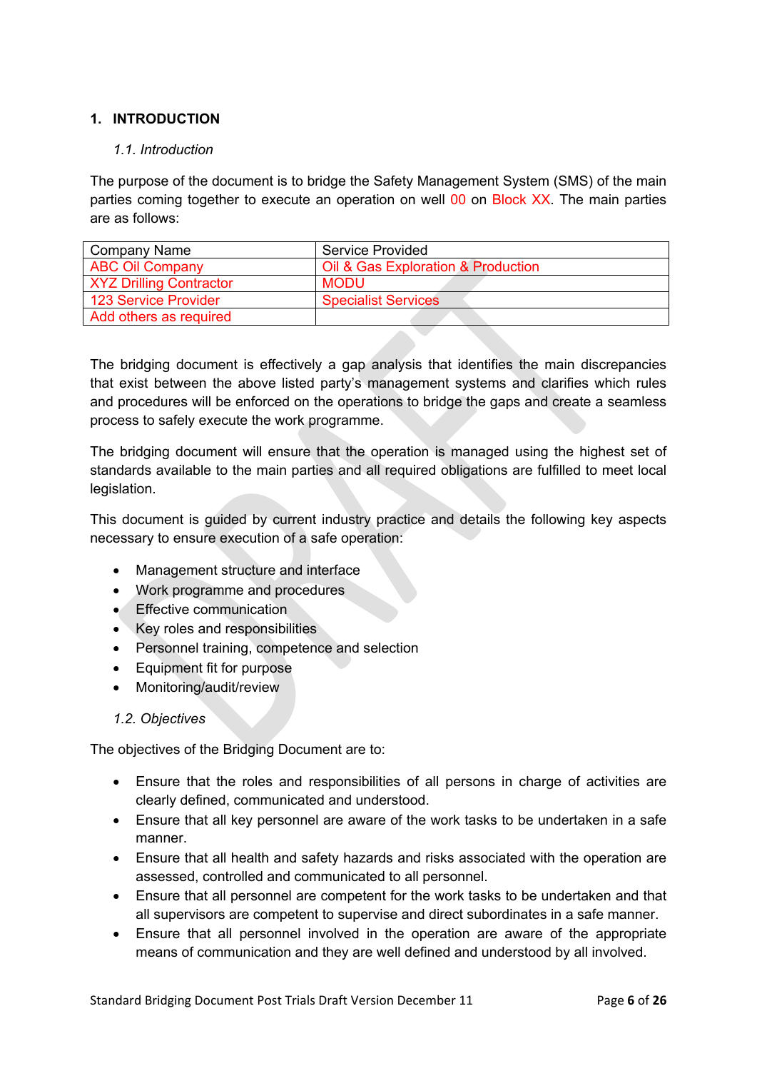## 1. INTRODUCTION

### *1.1. Introduction*

The purpose of the document is to bridge the Safety Management System (SMS) of the main parties coming together to execute an operation on well 00 on Block XX. The main parties are as follows:

| Company Name | Service Provided |
|---|---|
| ABC Oil Company | Oil & Gas Exploration & Production |
| XYZ Drilling Contractor | MODU |
| 123 Service Provider | Specialist Services |
| Add others as required | |

The bridging document is effectively a gap analysis that identifies the main discrepancies that exist between the above listed party's management systems and clarifies which rules and procedures will be enforced on the operations to bridge the gaps and create a seamless process to safely execute the work programme.

The bridging document will ensure that the operation is managed using the highest set of standards available to the main parties and all required obligations are fulfilled to meet local legislation.

This document is guided by current industry practice and details the following key aspects necessary to ensure execution of a safe operation:

- Management structure and interface
- Work programme and procedures
- Effective communication
- Key roles and responsibilities
- Personnel training, competence and selection
- Equipment fit for purpose
- Monitoring/audit/review

### *1.2. Objectives*

The objectives of the Bridging Document are to:

- Ensure that the roles and responsibilities of all persons in charge of activities are clearly defined, communicated and understood.
- Ensure that all key personnel are aware of the work tasks to be undertaken in a safe manner.
- Ensure that all health and safety hazards and risks associated with the operation are assessed, controlled and communicated to all personnel.
- Ensure that all personnel are competent for the work tasks to be undertaken and that all supervisors are competent to supervise and direct subordinates in a safe manner.
- Ensure that all personnel involved in the operation are aware of the appropriate means of communication and they are well defined and understood by all involved.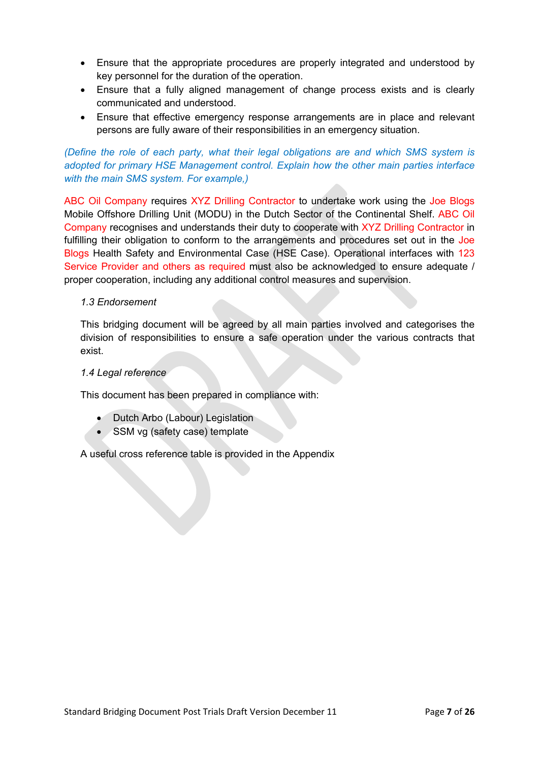- Ensure that the appropriate procedures are properly integrated and understood by key personnel for the duration of the operation.
- Ensure that a fully aligned management of change process exists and is clearly communicated and understood.
- Ensure that effective emergency response arrangements are in place and relevant persons are fully aware of their responsibilities in an emergency situation.

*(Define the role of each party, what their legal obligations are and which SMS system is adopted for primary HSE Management control. Explain how the other main parties interface with the main SMS system. For example,)*

ABC Oil Company requires XYZ Drilling Contractor to undertake work using the Joe Blogs Mobile Offshore Drilling Unit (MODU) in the Dutch Sector of the Continental Shelf. ABC Oil Company recognises and understands their duty to cooperate with XYZ Drilling Contractor in fulfilling their obligation to conform to the arrangements and procedures set out in the Joe Blogs Health Safety and Environmental Case (HSE Case). Operational interfaces with 123 Service Provider and others as required must also be acknowledged to ensure adequate / proper cooperation, including any additional control measures and supervision.

### *1.3 Endorsement*

This bridging document will be agreed by all main parties involved and categorises the division of responsibilities to ensure a safe operation under the various contracts that exist.

### *1.4 Legal reference*

This document has been prepared in compliance with:

- Dutch Arbo (Labour) Legislation
- SSM vg (safety case) template

A useful cross reference table is provided in the Appendix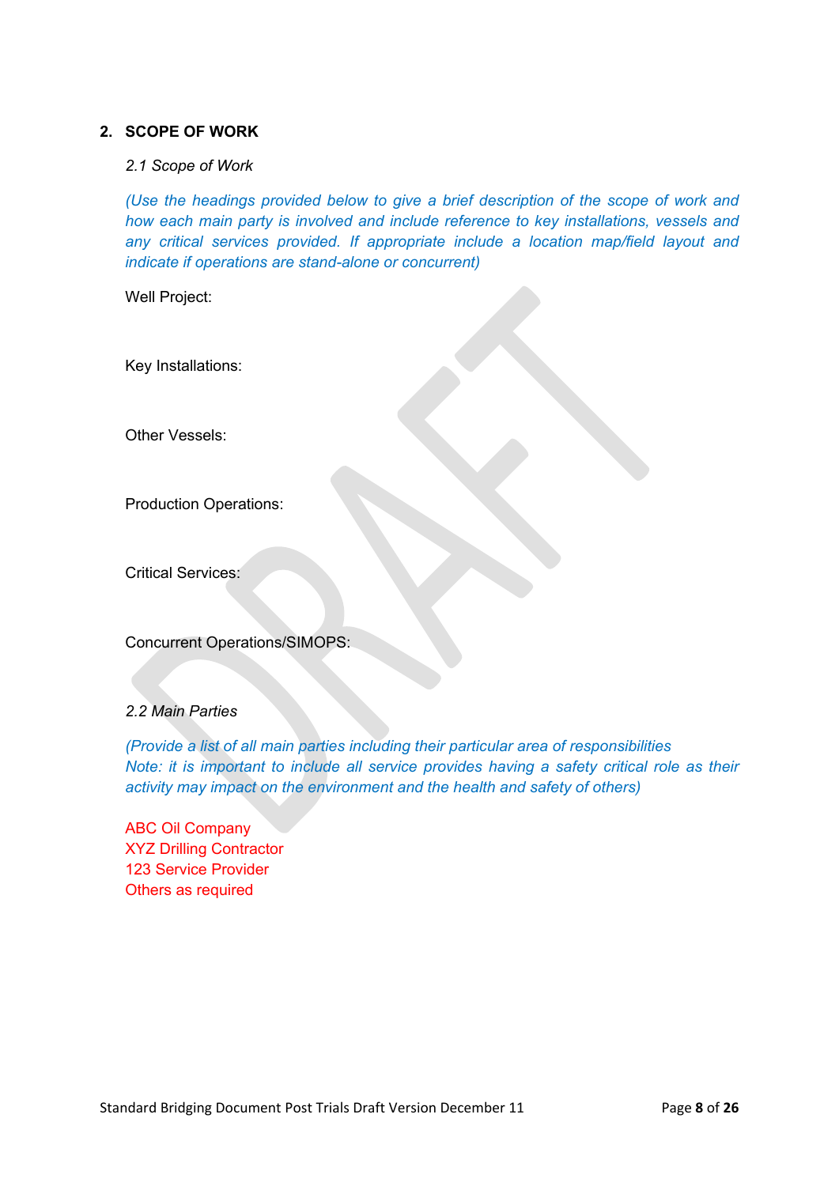## 2. SCOPE OF WORK

*2.1 Scope of Work*

*(Use the headings provided below to give a brief description of the scope of work and how each main party is involved and include reference to key installations, vessels and any critical services provided. If appropriate include a location map/field layout and indicate if operations are stand-alone or concurrent)*

Well Project:

Key Installations:

Other Vessels:

Production Operations:

Critical Services:

Concurrent Operations/SIMOPS:

*2.2 Main Parties*

*(Provide a list of all main parties including their particular area of responsibilities*
*Note: it is important to include all service provides having a safety critical role as their activity may impact on the environment and the health and safety of others)*

ABC Oil Company
XYZ Drilling Contractor
123 Service Provider
Others as required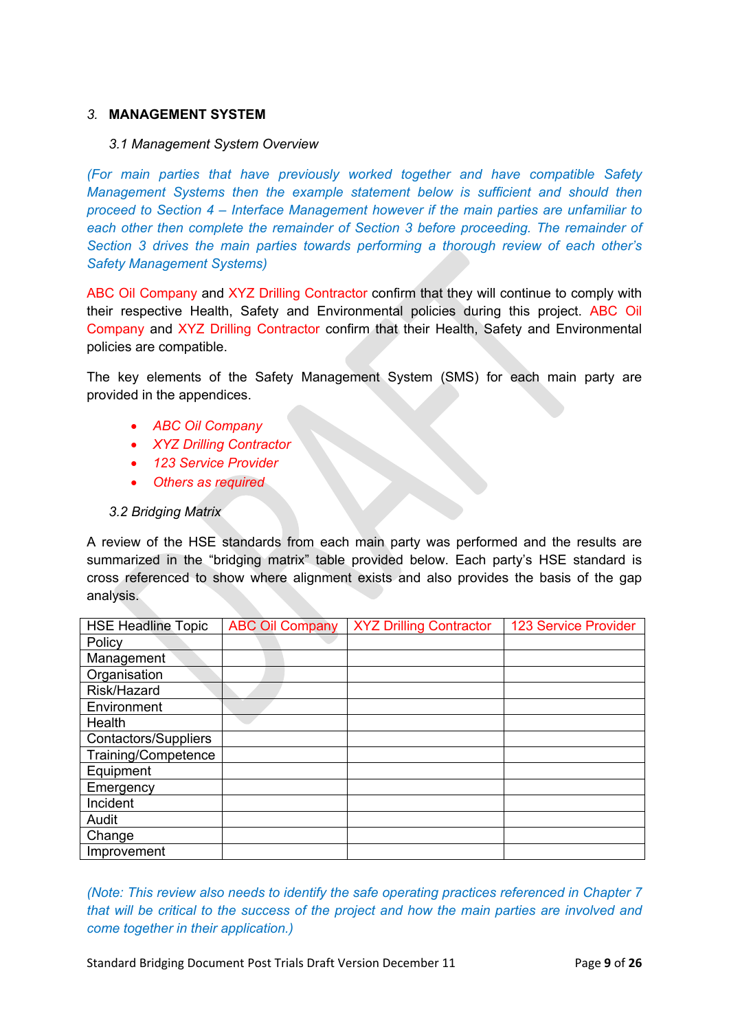## 3. MANAGEMENT SYSTEM

### *3.1 Management System Overview*

*(For main parties that have previously worked together and have compatible Safety Management Systems then the example statement below is sufficient and should then proceed to Section 4 – Interface Management however if the main parties are unfamiliar to each other then complete the remainder of Section 3 before proceeding. The remainder of Section 3 drives the main parties towards performing a thorough review of each other's Safety Management Systems)*

ABC Oil Company and XYZ Drilling Contractor confirm that they will continue to comply with their respective Health, Safety and Environmental policies during this project. ABC Oil Company and XYZ Drilling Contractor confirm that their Health, Safety and Environmental policies are compatible.

The key elements of the Safety Management System (SMS) for each main party are provided in the appendices.

- *ABC Oil Company*
- *XYZ Drilling Contractor*
- *123 Service Provider*
- *Others as required*

### *3.2 Bridging Matrix*

A review of the HSE standards from each main party was performed and the results are summarized in the "bridging matrix" table provided below. Each party's HSE standard is cross referenced to show where alignment exists and also provides the basis of the gap analysis.

| HSE Headline Topic | ABC Oil Company | XYZ Drilling Contractor | 123 Service Provider |
|---|---|---|---|
| Policy | | | |
| Management | | | |
| Organisation | | | |
| Risk/Hazard | | | |
| Environment | | | |
| Health | | | |
| Contactors/Suppliers | | | |
| Training/Competence | | | |
| Equipment | | | |
| Emergency | | | |
| Incident | | | |
| Audit | | | |
| Change | | | |
| Improvement | | | |

*(Note: This review also needs to identify the safe operating practices referenced in Chapter 7 that will be critical to the success of the project and how the main parties are involved and come together in their application.)*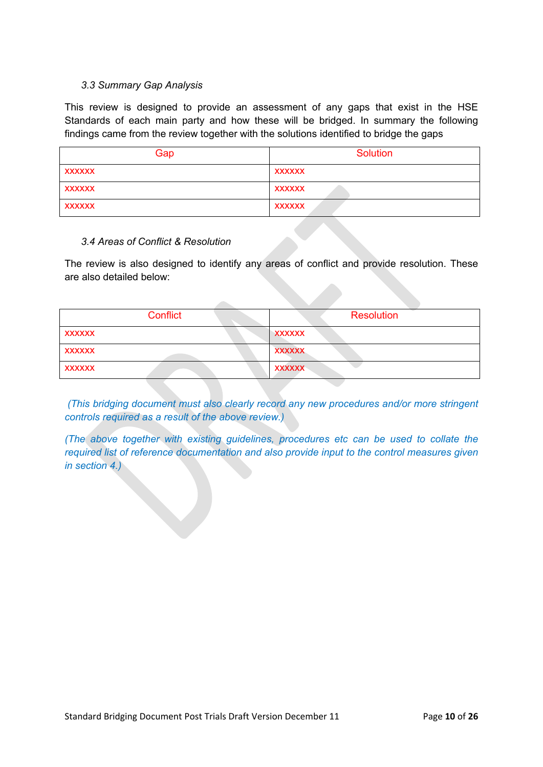### *3.3 Summary Gap Analysis*

This review is designed to provide an assessment of any gaps that exist in the HSE Standards of each main party and how these will be bridged. In summary the following findings came from the review together with the solutions identified to bridge the gaps

| Gap | Solution |
|---|---|
| xxxxxx | xxxxxx |
| xxxxxx | xxxxxx |
| xxxxxx | xxxxxx |

### *3.4 Areas of Conflict & Resolution*

The review is also designed to identify any areas of conflict and provide resolution. These are also detailed below:

| Conflict | Resolution |
|---|---|
| xxxxxx | xxxxxx |
| xxxxxx | xxxxxx |
| xxxxxx | xxxxxx |

*(This bridging document must also clearly record any new procedures and/or more stringent controls required as a result of the above review.)*

*(The above together with existing guidelines, procedures etc can be used to collate the required list of reference documentation and also provide input to the control measures given in section 4.)*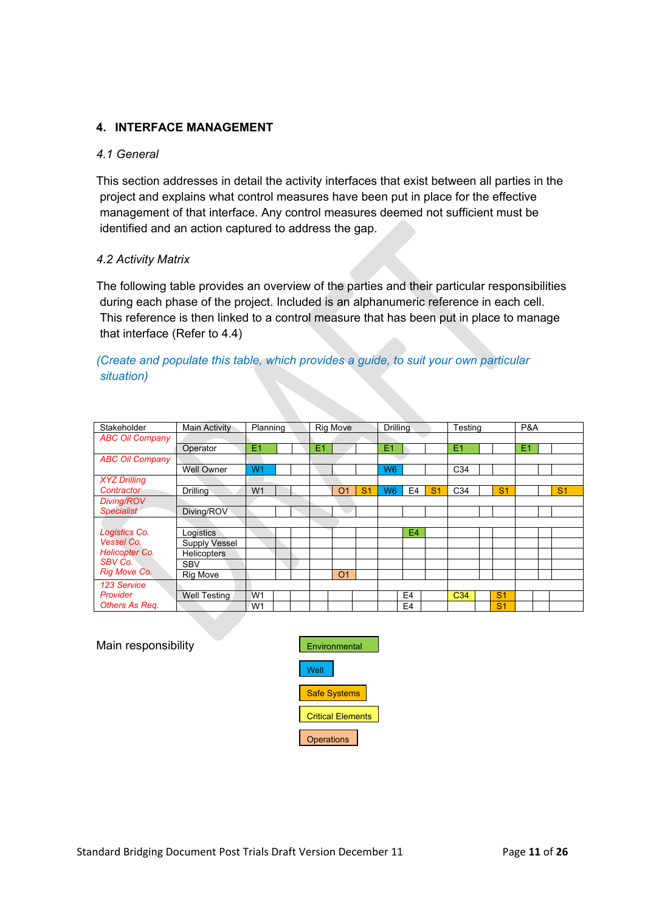## 4. INTERFACE MANAGEMENT

### *4.1 General*

This section addresses in detail the activity interfaces that exist between all parties in the project and explains what control measures have been put in place for the effective management of that interface. Any control measures deemed not sufficient must be identified and an action captured to address the gap.

### *4.2 Activity Matrix*

The following table provides an overview of the parties and their particular responsibilities during each phase of the project. Included is an alphanumeric reference in each cell. This reference is then linked to a control measure that has been put in place to manage that interface (Refer to 4.4)

*(Create and populate this table, which provides a guide, to suit your own particular situation)*

| Stakeholder | Main Activity | Planning | | | Rig Move | | | Drilling | | | Testing | | | P&A | | |
|---|---|---|---|---|---|---|---|---|---|---|---|---|---|---|---|---|
| *ABC Oil Company* | Operator | E1 | | | E1 | | | E1 | | | E1 | | | E1 | | |
| *ABC Oil Company* | Well Owner | W1 | | | | | | W6 | | | C34 | | | | | |
| *XYZ Drilling Contractor* | Drilling | W1 | | | | O1 | S1 | W6 | E4 | S1 | C34 | | S1 | | | S1 |
| *Diving/ROV Specialist* | Diving/ROV | | | | | | | | | | | | | | | |
| *Logistics Co.* | Logistics | | | | | | | | E4 | | | | | | | |
| *Vessel Co.* | Supply Vessel | | | | | | | | | | | | | | | |
| *Helicopter Co.* | Helicopters | | | | | | | | | | | | | | | |
| *SBV Co.* | SBV | | | | | | | | | | | | | | | |
| *Rig Move Co.* | Rig Move | | | | | O1 | | | | | | | | | | |
| *123 Service Provider* | Well Testing | W1 | | | | | | | E4 | | C34 | | S1 | | | |
| *Others As Req.* | | W1 | | | | | | | E4 | | | | S1 | | | |

Main responsibility

- Environmental
- Well
- Safe Systems
- Critical Elements
- Operations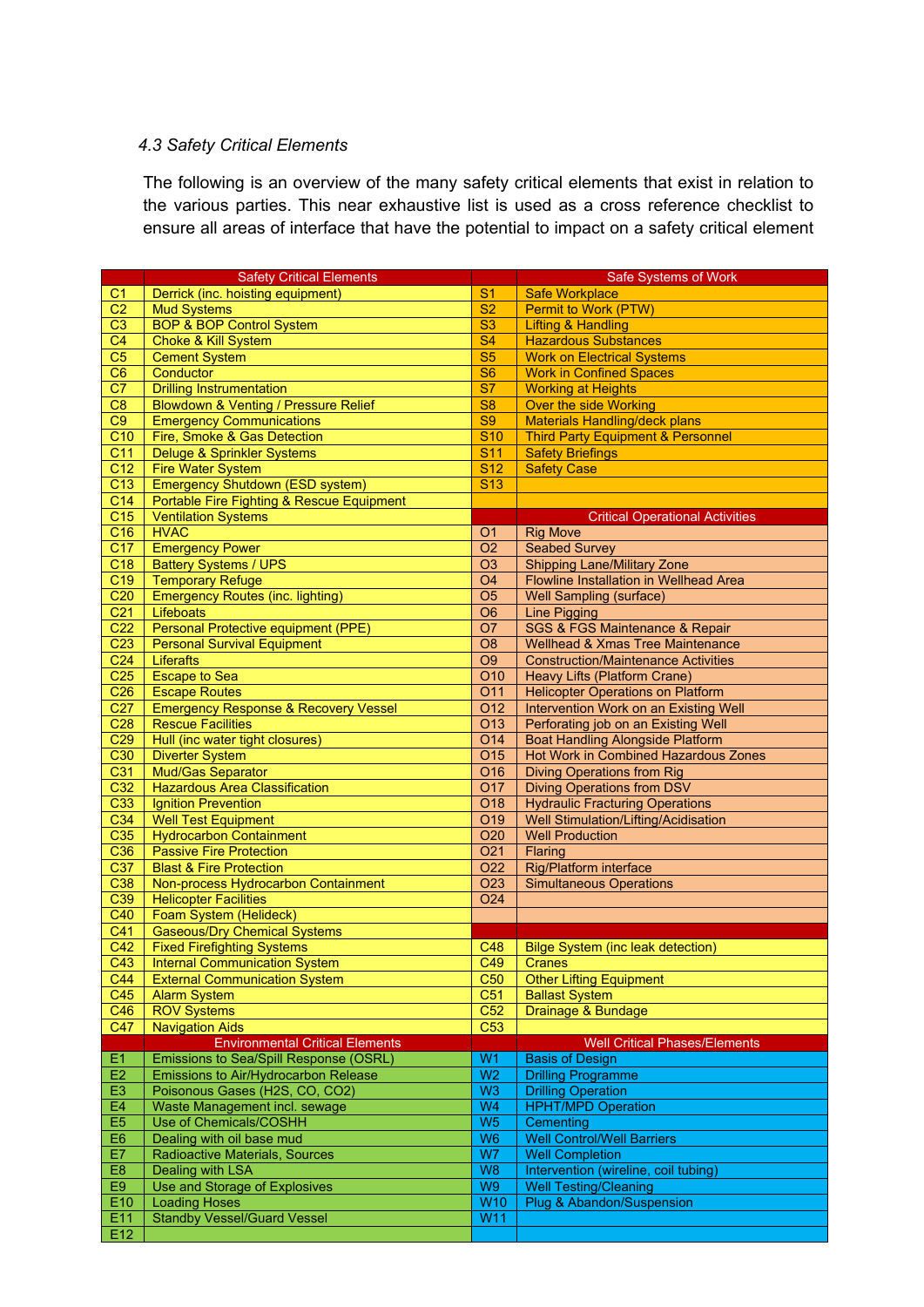*4.3 Safety Critical Elements*

The following is an overview of the many safety critical elements that exist in relation to the various parties. This near exhaustive list is used as a cross reference checklist to ensure all areas of interface that have the potential to impact on a safety critical element

| | Safety Critical Elements | | Safe Systems of Work |
|---|---|---|---|
| C1 | Derrick (inc. hoisting equipment) | S1 | Safe Workplace |
| C2 | Mud Systems | S2 | Permit to Work (PTW) |
| C3 | BOP & BOP Control System | S3 | Lifting & Handling |
| C4 | Choke & Kill System | S4 | Hazardous Substances |
| C5 | Cement System | S5 | Work on Electrical Systems |
| C6 | Conductor | S6 | Work in Confined Spaces |
| C7 | Drilling Instrumentation | S7 | Working at Heights |
| C8 | Blowdown & Venting / Pressure Relief | S8 | Over the side Working |
| C9 | Emergency Communications | S9 | Materials Handling/deck plans |
| C10 | Fire, Smoke & Gas Detection | S10 | Third Party Equipment & Personnel |
| C11 | Deluge & Sprinkler Systems | S11 | Safety Briefings |
| C12 | Fire Water System | S12 | Safety Case |
| C13 | Emergency Shutdown (ESD system) | S13 | |
| C14 | Portable Fire Fighting & Rescue Equipment | | |
| C15 | Ventilation Systems | | Critical Operational Activities |
| C16 | HVAC | O1 | Rig Move |
| C17 | Emergency Power | O2 | Seabed Survey |
| C18 | Battery Systems / UPS | O3 | Shipping Lane/Military Zone |
| C19 | Temporary Refuge | O4 | Flowline Installation in Wellhead Area |
| C20 | Emergency Routes (inc. lighting) | O5 | Well Sampling (surface) |
| C21 | Lifeboats | O6 | Line Pigging |
| C22 | Personal Protective equipment (PPE) | O7 | SGS & FGS Maintenance & Repair |
| C23 | Personal Survival Equipment | O8 | Wellhead & Xmas Tree Maintenance |
| C24 | Liferafts | O9 | Construction/Maintenance Activities |
| C25 | Escape to Sea | O10 | Heavy Lifts (Platform Crane) |
| C26 | Escape Routes | O11 | Helicopter Operations on Platform |
| C27 | Emergency Response & Recovery Vessel | O12 | Intervention Work on an Existing Well |
| C28 | Rescue Facilities | O13 | Perforating job on an Existing Well |
| C29 | Hull (inc water tight closures) | O14 | Boat Handling Alongside Platform |
| C30 | Diverter System | O15 | Hot Work in Combined Hazardous Zones |
| C31 | Mud/Gas Separator | O16 | Diving Operations from Rig |
| C32 | Hazardous Area Classification | O17 | Diving Operations from DSV |
| C33 | Ignition Prevention | O18 | Hydraulic Fracturing Operations |
| C34 | Well Test Equipment | O19 | Well Stimulation/Lifting/Acidisation |
| C35 | Hydrocarbon Containment | O20 | Well Production |
| C36 | Passive Fire Protection | O21 | Flaring |
| C37 | Blast & Fire Protection | O22 | Rig/Platform interface |
| C38 | Non-process Hydrocarbon Containment | O23 | Simultaneous Operations |
| C39 | Helicopter Facilities | O24 | |
| C40 | Foam System (Helideck) | | |
| C41 | Gaseous/Dry Chemical Systems | | |
| C42 | Fixed Firefighting Systems | C48 | Bilge System (inc leak detection) |
| C43 | Internal Communication System | C49 | Cranes |
| C44 | External Communication System | C50 | Other Lifting Equipment |
| C45 | Alarm System | C51 | Ballast System |
| C46 | ROV Systems | C52 | Drainage & Bundage |
| C47 | Navigation Aids | C53 | |
| | Environmental Critical Elements | | Well Critical Phases/Elements |
| E1 | Emissions to Sea/Spill Response (OSRL) | W1 | Basis of Design |
| E2 | Emissions to Air/Hydrocarbon Release | W2 | Drilling Programme |
| E3 | Poisonous Gases (H2S, CO, CO2) | W3 | Drilling Operation |
| E4 | Waste Management incl. sewage | W4 | HPHT/MPD Operation |
| E5 | Use of Chemicals/COSHH | W5 | Cementing |
| E6 | Dealing with oil base mud | W6 | Well Control/Well Barriers |
| E7 | Radioactive Materials, Sources | W7 | Well Completion |
| E8 | Dealing with LSA | W8 | Intervention (wireline, coil tubing) |
| E9 | Use and Storage of Explosives | W9 | Well Testing/Cleaning |
| E10 | Loading Hoses | W10 | Plug & Abandon/Suspension |
| E11 | Standby Vessel/Guard Vessel | W11 | |
| E12 | | | |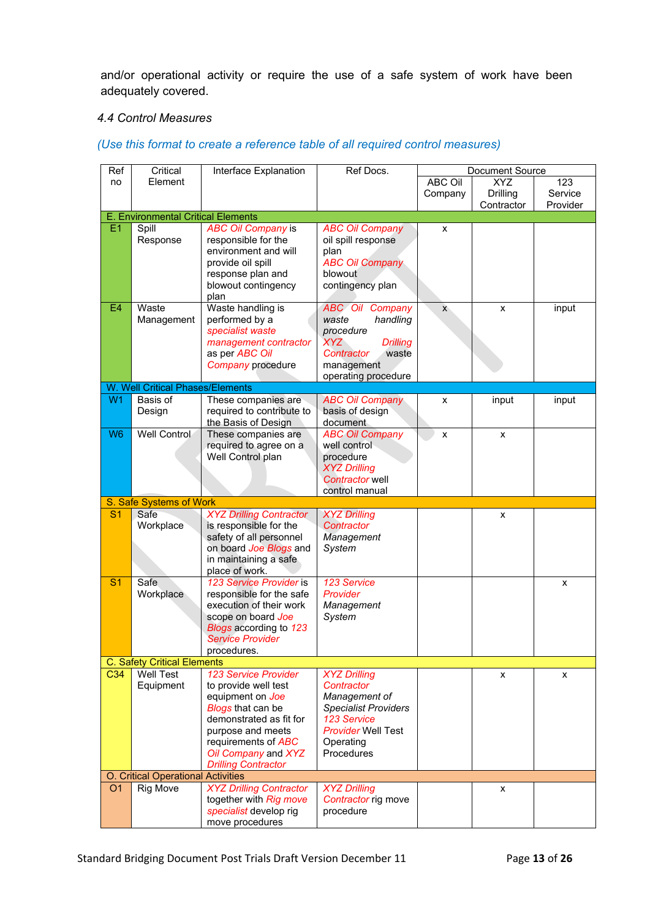and/or operational activity or require the use of a safe system of work have been adequately covered.

*4.4 Control Measures*

*(Use this format to create a reference table of all required control measures)*

| Ref no | Critical Element | Interface Explanation | Ref Docs. | Document Source | | |
|---|---|---|---|---|---|---|
| | | | | ABC Oil Company | XYZ Drilling Contractor | 123 Service Provider |
| E. Environmental Critical Elements | | | | | | |
| E1 | Spill Response | *ABC Oil Company* is responsible for the environment and will provide oil spill response plan and blowout contingency plan | *ABC Oil Company* oil spill response plan *ABC Oil Company* blowout contingency plan | x | | |
| E4 | Waste Management | Waste handling is performed by a *specialist waste management contractor* as per *ABC Oil Company* procedure | *ABC Oil Company waste handling procedure* *XYZ Drilling Contractor* waste management operating procedure | x | x | input |
| W. Well Critical Phases/Elements | | | | | | |
| W1 | Basis of Design | These companies are required to contribute to the Basis of Design | *ABC Oil Company* basis of design document | x | input | input |
| W6 | Well Control | These companies are required to agree on a Well Control plan | *ABC Oil Company* well control procedure *XYZ Drilling Contractor* well control manual | x | x | |
| S. Safe Systems of Work | | | | | | |
| S1 | Safe Workplace | *XYZ Drilling Contractor* is responsible for the safety of all personnel on board *Joe Blogs* and in maintaining a safe place of work. | *XYZ Drilling Contractor Management System* | | x | |
| S1 | Safe Workplace | *123 Service Provider* is responsible for the safe execution of their work scope on board *Joe Blogs* according to *123 Service Provider* procedures. | *123 Service Provider Management System* | | | x |
| C. Safety Critical Elements | | | | | | |
| C34 | Well Test Equipment | *123 Service Provider* to provide well test equipment on *Joe Blogs* that can be demonstrated as fit for purpose and meets requirements of *ABC Oil Company* and *XYZ Drilling Contractor* | *XYZ Drilling Contractor Management of Specialist Providers* *123 Service Provider* Well Test Operating Procedures | | x | x |
| O. Critical Operational Activities | | | | | | |
| O1 | Rig Move | *XYZ Drilling Contractor* together with *Rig move specialist* develop rig move procedures | *XYZ Drilling Contractor* rig move procedure | | x | |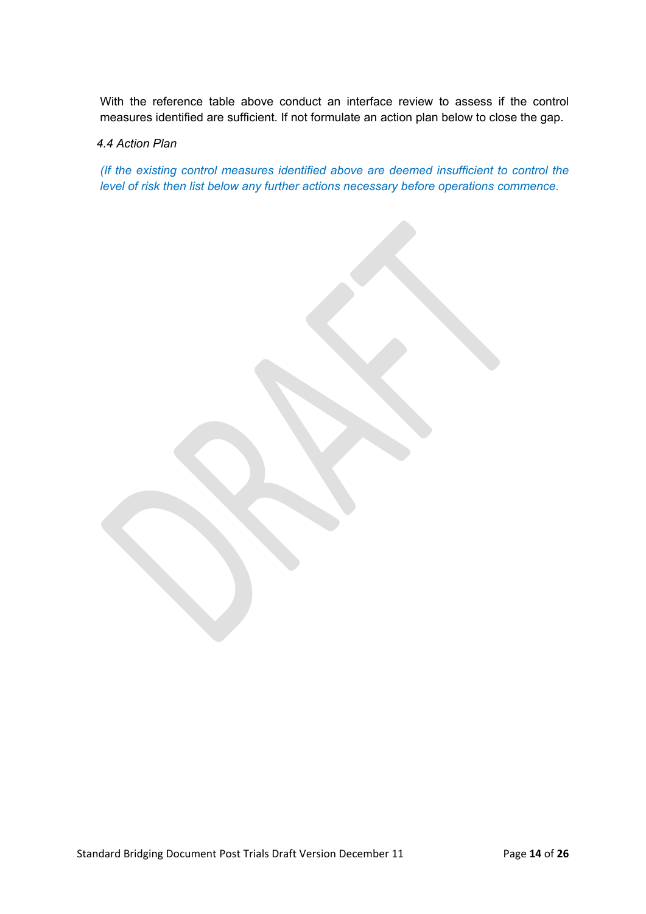With the reference table above conduct an interface review to assess if the control measures identified are sufficient. If not formulate an action plan below to close the gap.

### *4.4 Action Plan*

*(If the existing control measures identified above are deemed insufficient to control the level of risk then list below any further actions necessary before operations commence.*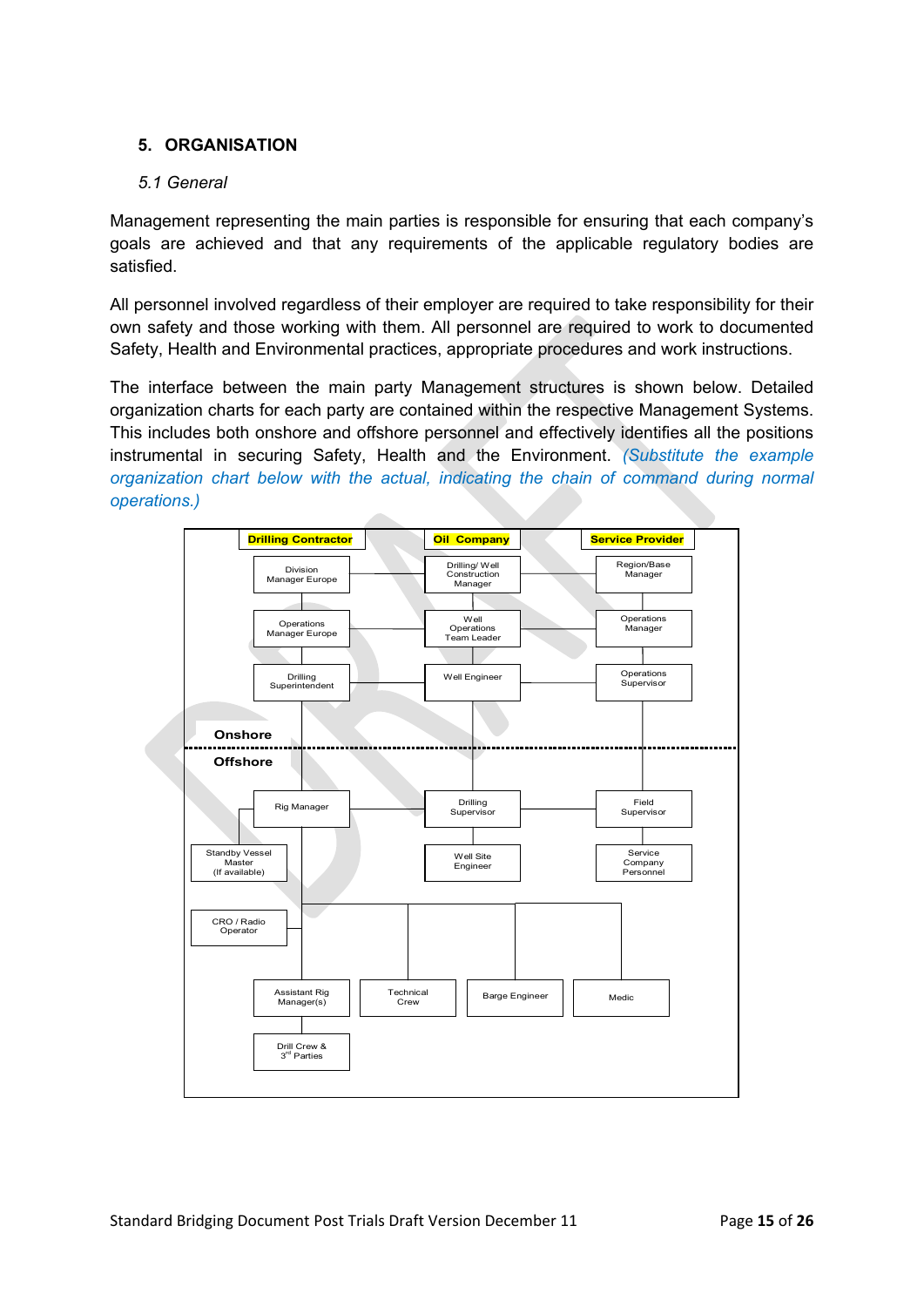## 5. ORGANISATION

### *5.1 General*

Management representing the main parties is responsible for ensuring that each company's goals are achieved and that any requirements of the applicable regulatory bodies are satisfied.

All personnel involved regardless of their employer are required to take responsibility for their own safety and those working with them. All personnel are required to work to documented Safety, Health and Environmental practices, appropriate procedures and work instructions.

The interface between the main party Management structures is shown below. Detailed organization charts for each party are contained within the respective Management Systems. This includes both onshore and offshore personnel and effectively identifies all the positions instrumental in securing Safety, Health and the Environment. *(Substitute the example organization chart below with the actual, indicating the chain of command during normal operations.)*

**Drilling Contractor** | **Oil Company** | **Service Provider**

Onshore:

- Drilling Contractor: Division Manager Europe → Operations Manager Europe → Drilling Superintendent
- Oil Company: Drilling/ Well Construction Manager → Well Operations Team Leader → Well Engineer
- Service Provider: Region/Base Manager → Operations Manager → Operations Supervisor

Offshore:

- Drilling Contractor: Rig Manager → Standby Vessel Master (If available); CRO / Radio Operator; Assistant Rig Manager(s) → Drill Crew & 3rd Parties; Technical Crew; Barge Engineer; Medic
- Oil Company: Drilling Supervisor → Well Site Engineer
- Service Provider: Field Supervisor → Service Company Personnel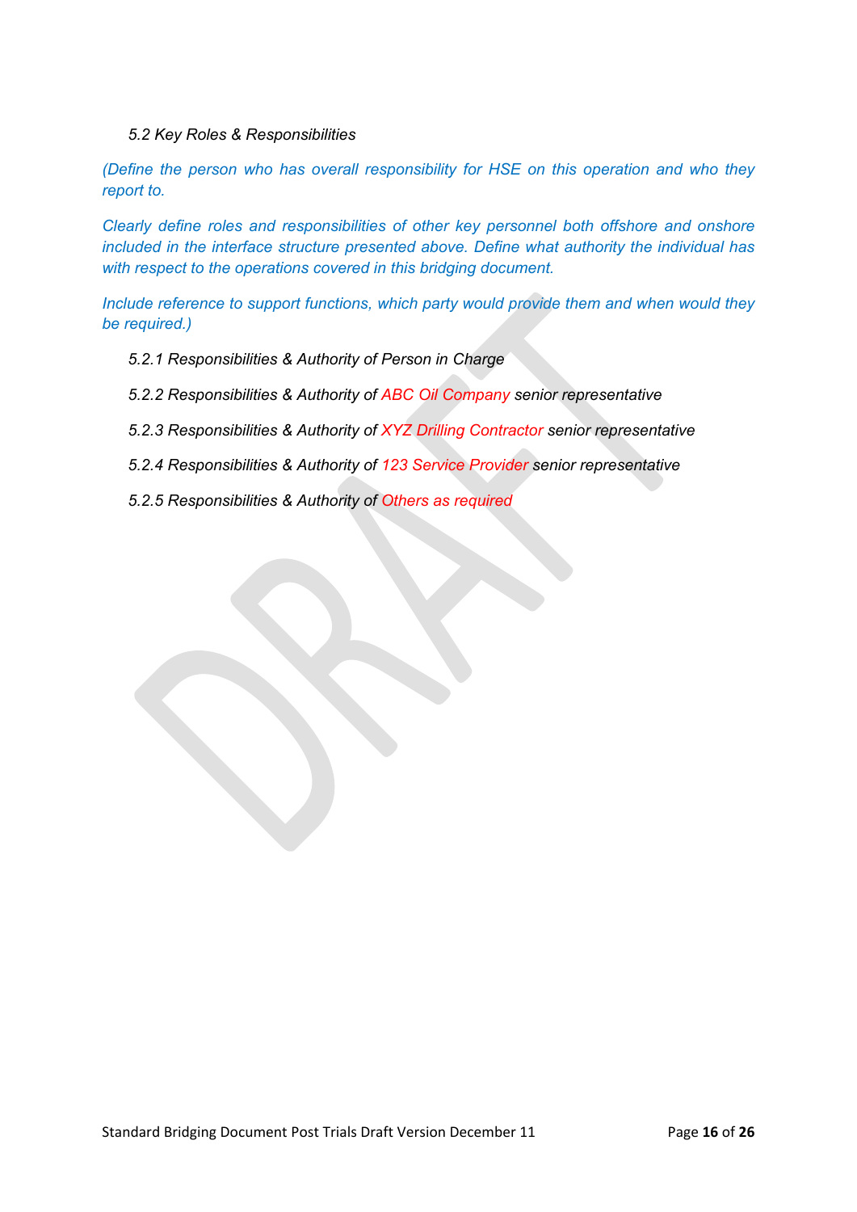### *5.2 Key Roles & Responsibilities*

*(Define the person who has overall responsibility for HSE on this operation and who they report to.*

*Clearly define roles and responsibilities of other key personnel both offshore and onshore included in the interface structure presented above. Define what authority the individual has with respect to the operations covered in this bridging document.*

*Include reference to support functions, which party would provide them and when would they be required.)*

#### *5.2.1 Responsibilities & Authority of Person in Charge*

#### *5.2.2 Responsibilities & Authority of ABC Oil Company senior representative*

#### *5.2.3 Responsibilities & Authority of XYZ Drilling Contractor senior representative*

#### *5.2.4 Responsibilities & Authority of 123 Service Provider senior representative*

#### *5.2.5 Responsibilities & Authority of Others as required*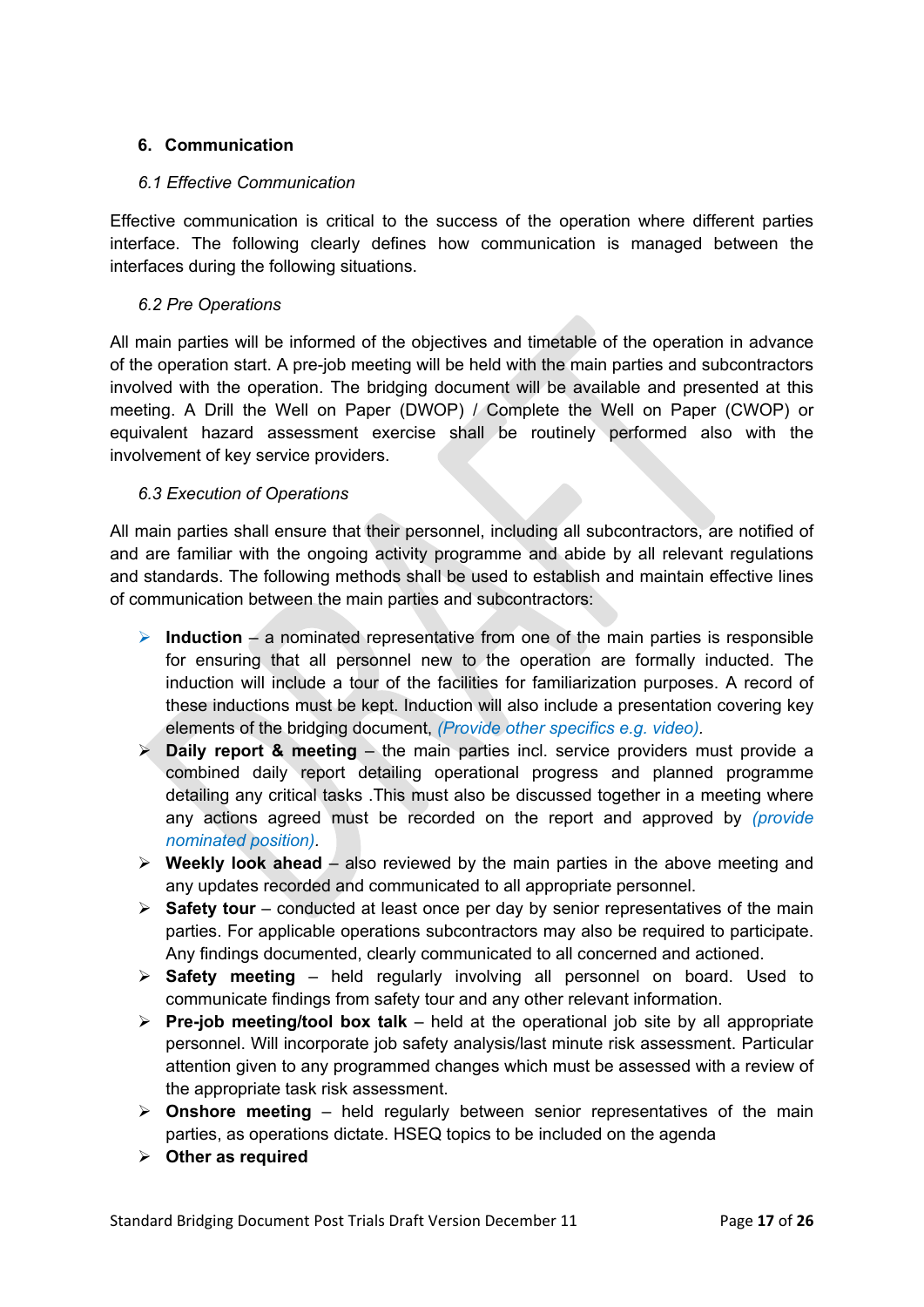## 6. Communication

### *6.1 Effective Communication*

Effective communication is critical to the success of the operation where different parties interface. The following clearly defines how communication is managed between the interfaces during the following situations.

### *6.2 Pre Operations*

All main parties will be informed of the objectives and timetable of the operation in advance of the operation start. A pre-job meeting will be held with the main parties and subcontractors involved with the operation. The bridging document will be available and presented at this meeting. A Drill the Well on Paper (DWOP) / Complete the Well on Paper (CWOP) or equivalent hazard assessment exercise shall be routinely performed also with the involvement of key service providers.

### *6.3 Execution of Operations*

All main parties shall ensure that their personnel, including all subcontractors, are notified of and are familiar with the ongoing activity programme and abide by all relevant regulations and standards. The following methods shall be used to establish and maintain effective lines of communication between the main parties and subcontractors:

- **Induction** – a nominated representative from one of the main parties is responsible for ensuring that all personnel new to the operation are formally inducted. The induction will include a tour of the facilities for familiarization purposes. A record of these inductions must be kept. Induction will also include a presentation covering key elements of the bridging document, *(Provide other specifics e.g. video)*.
- **Daily report & meeting** – the main parties incl. service providers must provide a combined daily report detailing operational progress and planned programme detailing any critical tasks .This must also be discussed together in a meeting where any actions agreed must be recorded on the report and approved by *(provide nominated position)*.
- **Weekly look ahead** – also reviewed by the main parties in the above meeting and any updates recorded and communicated to all appropriate personnel.
- **Safety tour** – conducted at least once per day by senior representatives of the main parties. For applicable operations subcontractors may also be required to participate. Any findings documented, clearly communicated to all concerned and actioned.
- **Safety meeting** – held regularly involving all personnel on board. Used to communicate findings from safety tour and any other relevant information.
- **Pre-job meeting/tool box talk** – held at the operational job site by all appropriate personnel. Will incorporate job safety analysis/last minute risk assessment. Particular attention given to any programmed changes which must be assessed with a review of the appropriate task risk assessment.
- **Onshore meeting** – held regularly between senior representatives of the main parties, as operations dictate. HSEQ topics to be included on the agenda
- **Other as required**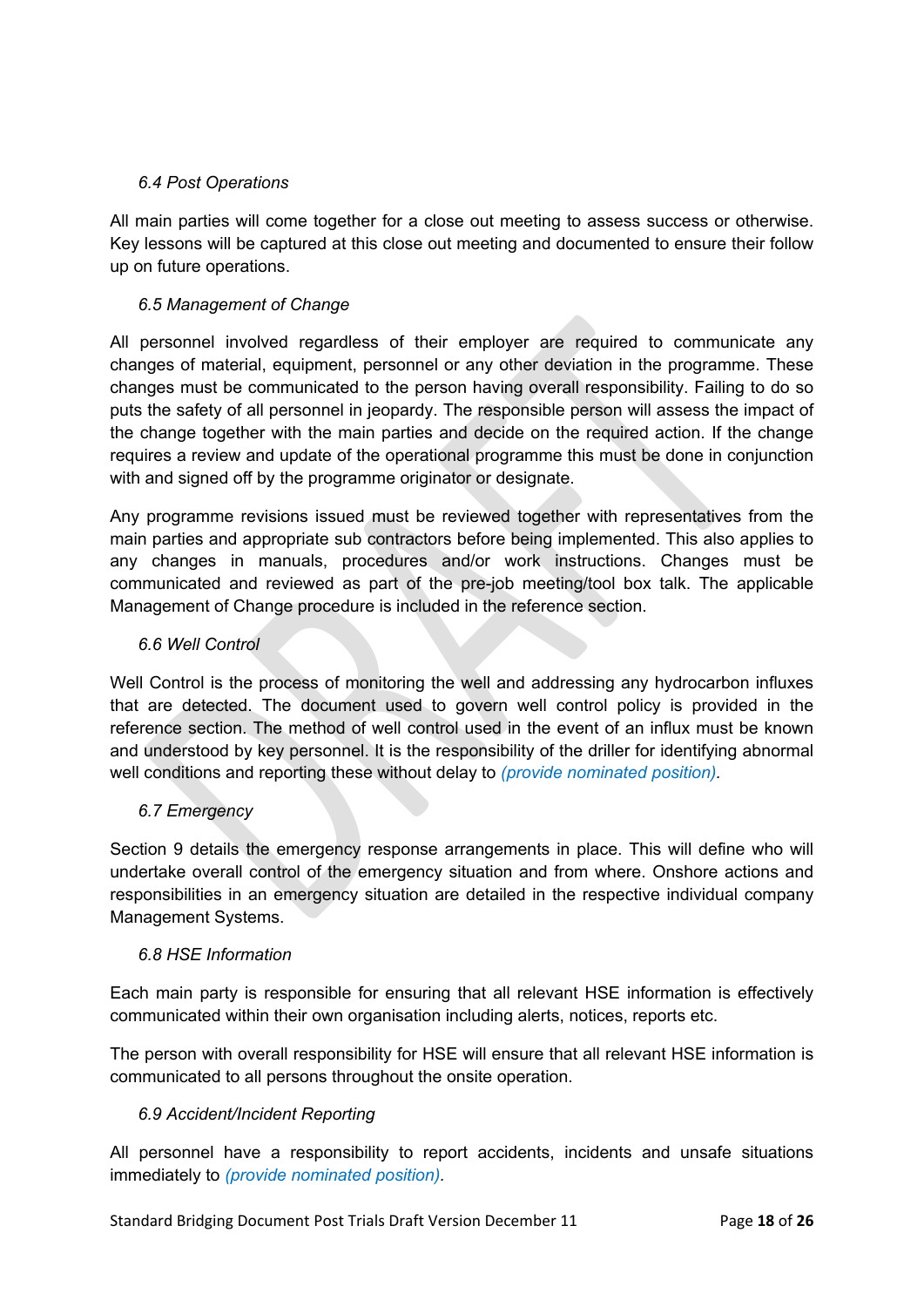### *6.4 Post Operations*

All main parties will come together for a close out meeting to assess success or otherwise. Key lessons will be captured at this close out meeting and documented to ensure their follow up on future operations.

### *6.5 Management of Change*

All personnel involved regardless of their employer are required to communicate any changes of material, equipment, personnel or any other deviation in the programme. These changes must be communicated to the person having overall responsibility. Failing to do so puts the safety of all personnel in jeopardy. The responsible person will assess the impact of the change together with the main parties and decide on the required action. If the change requires a review and update of the operational programme this must be done in conjunction with and signed off by the programme originator or designate.

Any programme revisions issued must be reviewed together with representatives from the main parties and appropriate sub contractors before being implemented. This also applies to any changes in manuals, procedures and/or work instructions. Changes must be communicated and reviewed as part of the pre-job meeting/tool box talk. The applicable Management of Change procedure is included in the reference section.

### *6.6 Well Control*

Well Control is the process of monitoring the well and addressing any hydrocarbon influxes that are detected. The document used to govern well control policy is provided in the reference section. The method of well control used in the event of an influx must be known and understood by key personnel. It is the responsibility of the driller for identifying abnormal well conditions and reporting these without delay to *(provide nominated position)*.

### *6.7 Emergency*

Section 9 details the emergency response arrangements in place. This will define who will undertake overall control of the emergency situation and from where. Onshore actions and responsibilities in an emergency situation are detailed in the respective individual company Management Systems.

### *6.8 HSE Information*

Each main party is responsible for ensuring that all relevant HSE information is effectively communicated within their own organisation including alerts, notices, reports etc.

The person with overall responsibility for HSE will ensure that all relevant HSE information is communicated to all persons throughout the onsite operation.

### *6.9 Accident/Incident Reporting*

All personnel have a responsibility to report accidents, incidents and unsafe situations immediately to *(provide nominated position)*.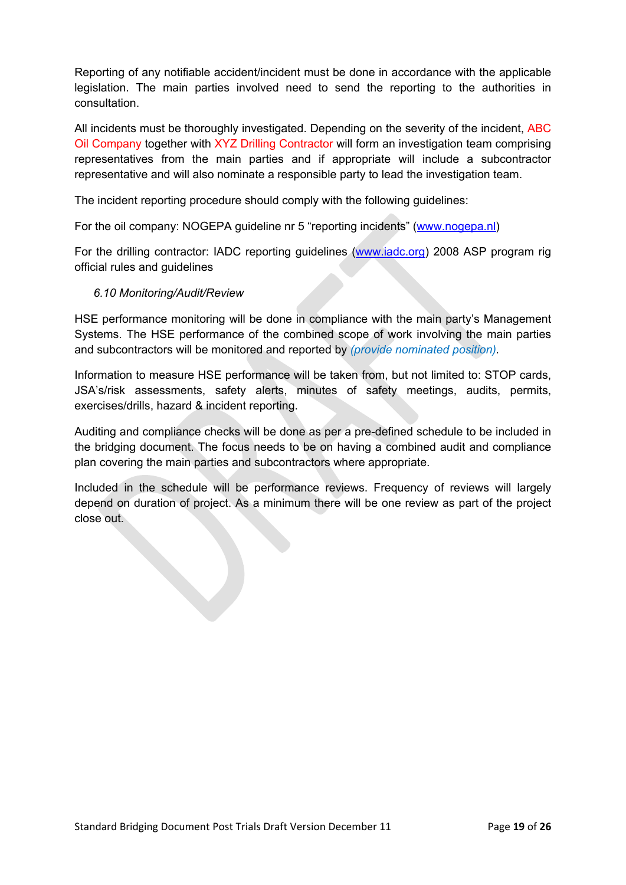Reporting of any notifiable accident/incident must be done in accordance with the applicable legislation. The main parties involved need to send the reporting to the authorities in consultation.

All incidents must be thoroughly investigated. Depending on the severity of the incident, ABC Oil Company together with XYZ Drilling Contractor will form an investigation team comprising representatives from the main parties and if appropriate will include a subcontractor representative and will also nominate a responsible party to lead the investigation team.

The incident reporting procedure should comply with the following guidelines:

For the oil company: NOGEPA guideline nr 5 “reporting incidents” (www.nogepa.nl)

For the drilling contractor: IADC reporting guidelines (www.iadc.org) 2008 ASP program rig official rules and guidelines

### *6.10 Monitoring/Audit/Review*

HSE performance monitoring will be done in compliance with the main party’s Management Systems. The HSE performance of the combined scope of work involving the main parties and subcontractors will be monitored and reported by *(provide nominated position)*.

Information to measure HSE performance will be taken from, but not limited to: STOP cards, JSA’s/risk assessments, safety alerts, minutes of safety meetings, audits, permits, exercises/drills, hazard & incident reporting.

Auditing and compliance checks will be done as per a pre-defined schedule to be included in the bridging document. The focus needs to be on having a combined audit and compliance plan covering the main parties and subcontractors where appropriate.

Included in the schedule will be performance reviews. Frequency of reviews will largely depend on duration of project. As a minimum there will be one review as part of the project close out.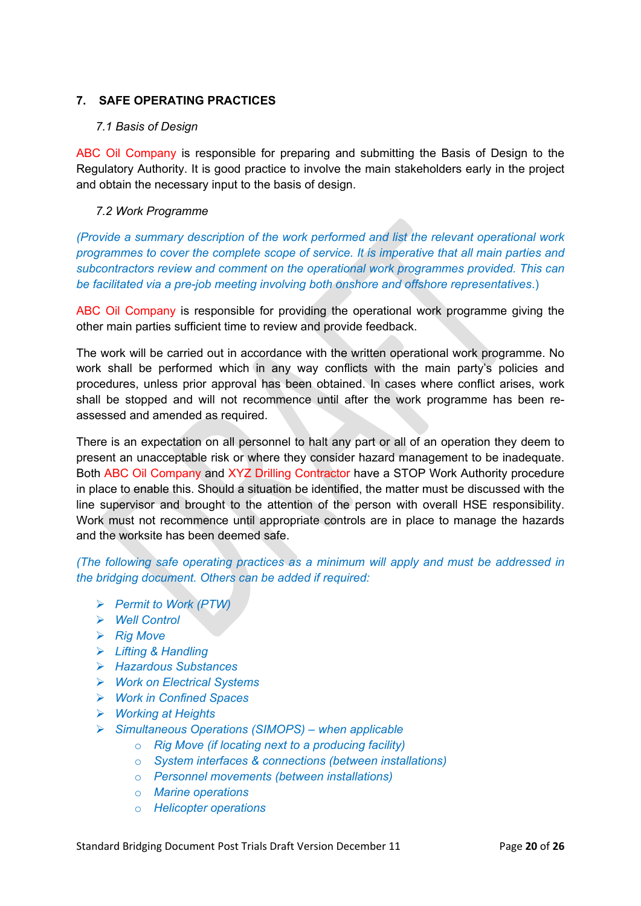## 7. SAFE OPERATING PRACTICES

### *7.1 Basis of Design*

ABC Oil Company is responsible for preparing and submitting the Basis of Design to the Regulatory Authority. It is good practice to involve the main stakeholders early in the project and obtain the necessary input to the basis of design.

### *7.2 Work Programme*

*(Provide a summary description of the work performed and list the relevant operational work programmes to cover the complete scope of service. It is imperative that all main parties and subcontractors review and comment on the operational work programmes provided. This can be facilitated via a pre-job meeting involving both onshore and offshore representatives.)*

ABC Oil Company is responsible for providing the operational work programme giving the other main parties sufficient time to review and provide feedback.

The work will be carried out in accordance with the written operational work programme. No work shall be performed which in any way conflicts with the main party's policies and procedures, unless prior approval has been obtained. In cases where conflict arises, work shall be stopped and will not recommence until after the work programme has been re-assessed and amended as required.

There is an expectation on all personnel to halt any part or all of an operation they deem to present an unacceptable risk or where they consider hazard management to be inadequate. Both ABC Oil Company and XYZ Drilling Contractor have a STOP Work Authority procedure in place to enable this. Should a situation be identified, the matter must be discussed with the line supervisor and brought to the attention of the person with overall HSE responsibility. Work must not recommence until appropriate controls are in place to manage the hazards and the worksite has been deemed safe.

*(The following safe operating practices as a minimum will apply and must be addressed in the bridging document. Others can be added if required:*

- *Permit to Work (PTW)*
- *Well Control*
- *Rig Move*
- *Lifting & Handling*
- *Hazardous Substances*
- *Work on Electrical Systems*
- *Work in Confined Spaces*
- *Working at Heights*
- *Simultaneous Operations (SIMOPS) – when applicable*
  - *Rig Move (if locating next to a producing facility)*
  - *System interfaces & connections (between installations)*
  - *Personnel movements (between installations)*
  - *Marine operations*
  - *Helicopter operations*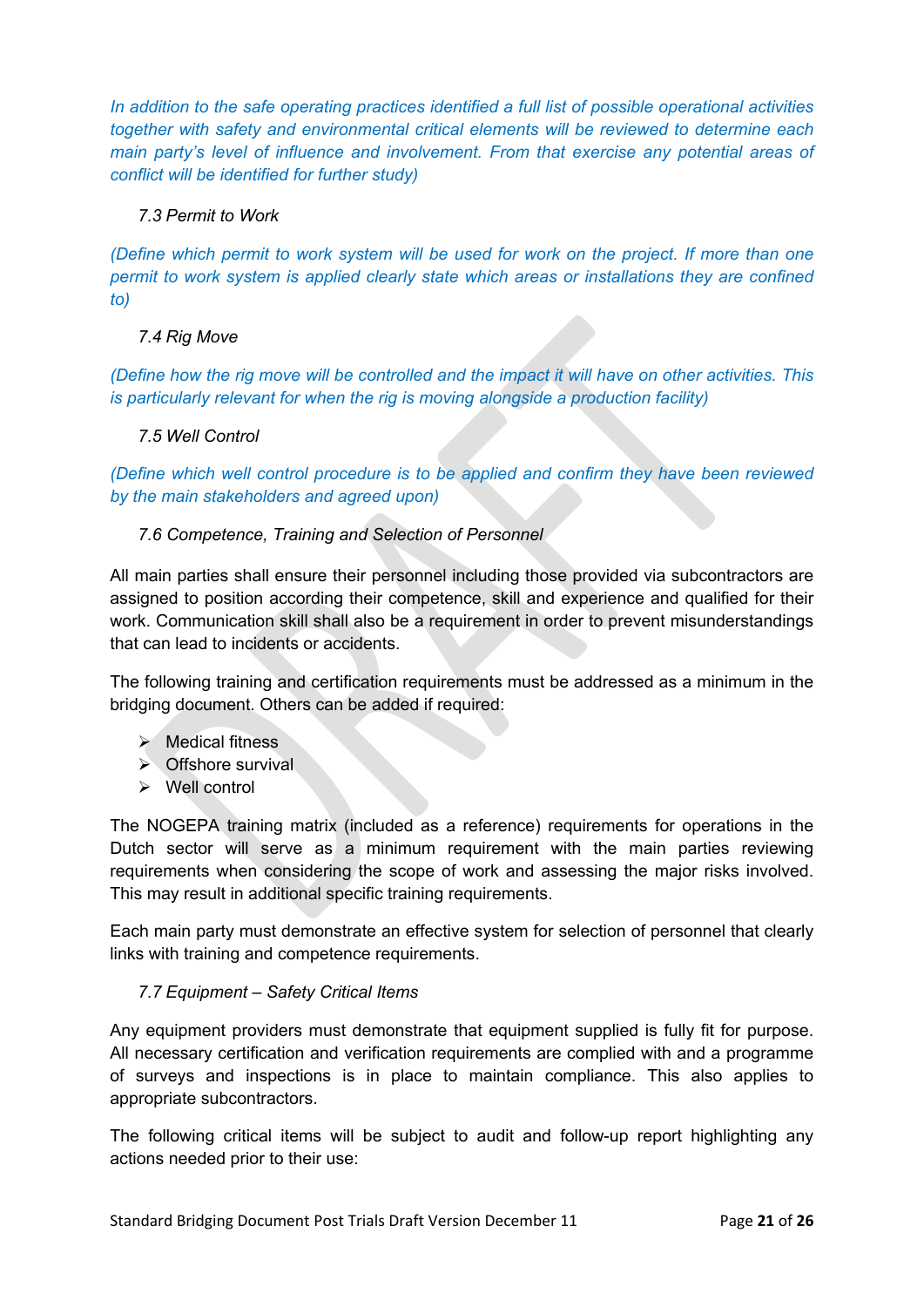*In addition to the safe operating practices identified a full list of possible operational activities together with safety and environmental critical elements will be reviewed to determine each main party's level of influence and involvement. From that exercise any potential areas of conflict will be identified for further study)*

### *7.3 Permit to Work*

*(Define which permit to work system will be used for work on the project. If more than one permit to work system is applied clearly state which areas or installations they are confined to)*

### *7.4 Rig Move*

*(Define how the rig move will be controlled and the impact it will have on other activities. This is particularly relevant for when the rig is moving alongside a production facility)*

### *7.5 Well Control*

*(Define which well control procedure is to be applied and confirm they have been reviewed by the main stakeholders and agreed upon)*

### *7.6 Competence, Training and Selection of Personnel*

All main parties shall ensure their personnel including those provided via subcontractors are assigned to position according their competence, skill and experience and qualified for their work. Communication skill shall also be a requirement in order to prevent misunderstandings that can lead to incidents or accidents.

The following training and certification requirements must be addressed as a minimum in the bridging document. Others can be added if required:

- Medical fitness
- Offshore survival
- Well control

The NOGEPA training matrix (included as a reference) requirements for operations in the Dutch sector will serve as a minimum requirement with the main parties reviewing requirements when considering the scope of work and assessing the major risks involved. This may result in additional specific training requirements.

Each main party must demonstrate an effective system for selection of personnel that clearly links with training and competence requirements.

### *7.7 Equipment – Safety Critical Items*

Any equipment providers must demonstrate that equipment supplied is fully fit for purpose. All necessary certification and verification requirements are complied with and a programme of surveys and inspections is in place to maintain compliance. This also applies to appropriate subcontractors.

The following critical items will be subject to audit and follow-up report highlighting any actions needed prior to their use: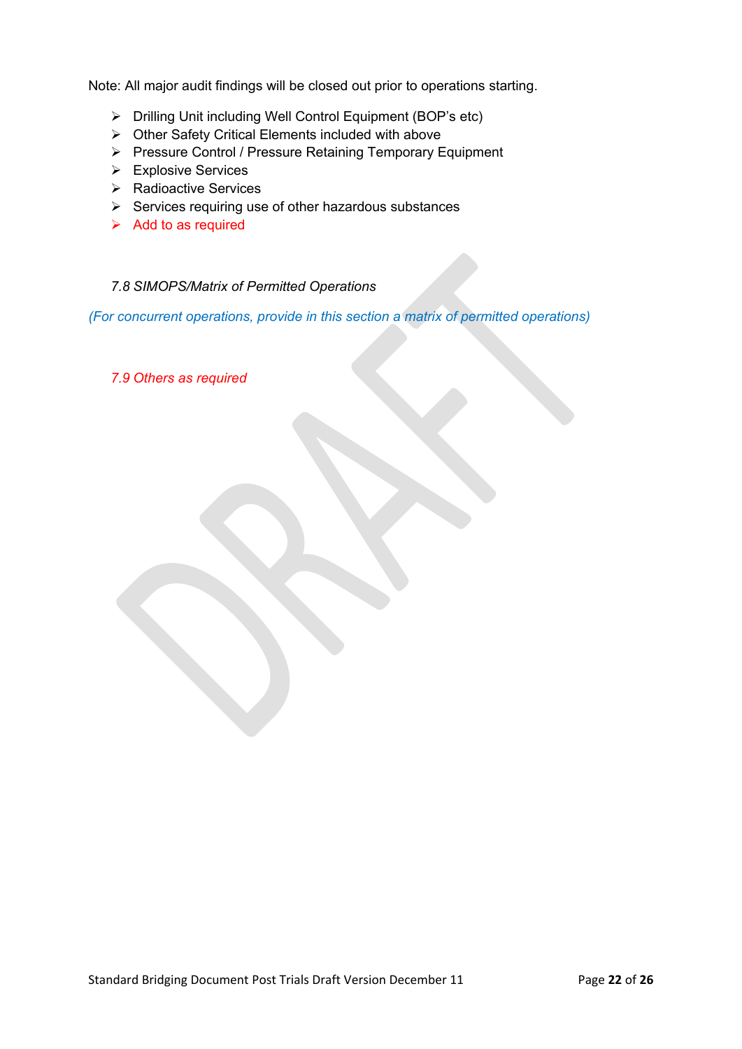Note: All major audit findings will be closed out prior to operations starting.

- Drilling Unit including Well Control Equipment (BOP's etc)
- Other Safety Critical Elements included with above
- Pressure Control / Pressure Retaining Temporary Equipment
- Explosive Services
- Radioactive Services
- Services requiring use of other hazardous substances
- Add to as required

### *7.8 SIMOPS/Matrix of Permitted Operations*

*(For concurrent operations, provide in this section a matrix of permitted operations)*

### *7.9 Others as required*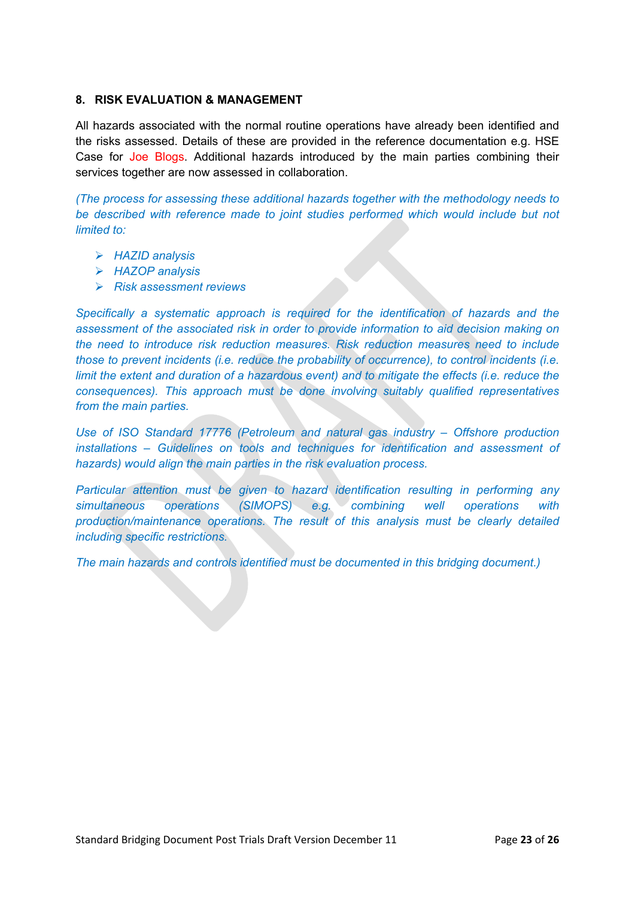## 8. RISK EVALUATION & MANAGEMENT

All hazards associated with the normal routine operations have already been identified and the risks assessed. Details of these are provided in the reference documentation e.g. HSE Case for Joe Blogs. Additional hazards introduced by the main parties combining their services together are now assessed in collaboration.

*(The process for assessing these additional hazards together with the methodology needs to be described with reference made to joint studies performed which would include but not limited to:*

- *HAZID analysis*
- *HAZOP analysis*
- *Risk assessment reviews*

*Specifically a systematic approach is required for the identification of hazards and the assessment of the associated risk in order to provide information to aid decision making on the need to introduce risk reduction measures. Risk reduction measures need to include those to prevent incidents (i.e. reduce the probability of occurrence), to control incidents (i.e. limit the extent and duration of a hazardous event) and to mitigate the effects (i.e. reduce the consequences). This approach must be done involving suitably qualified representatives from the main parties.*

*Use of ISO Standard 17776 (Petroleum and natural gas industry – Offshore production installations – Guidelines on tools and techniques for identification and assessment of hazards) would align the main parties in the risk evaluation process.*

*Particular attention must be given to hazard identification resulting in performing any simultaneous operations (SIMOPS) e.g. combining well operations with production/maintenance operations. The result of this analysis must be clearly detailed including specific restrictions.*

*The main hazards and controls identified must be documented in this bridging document.)*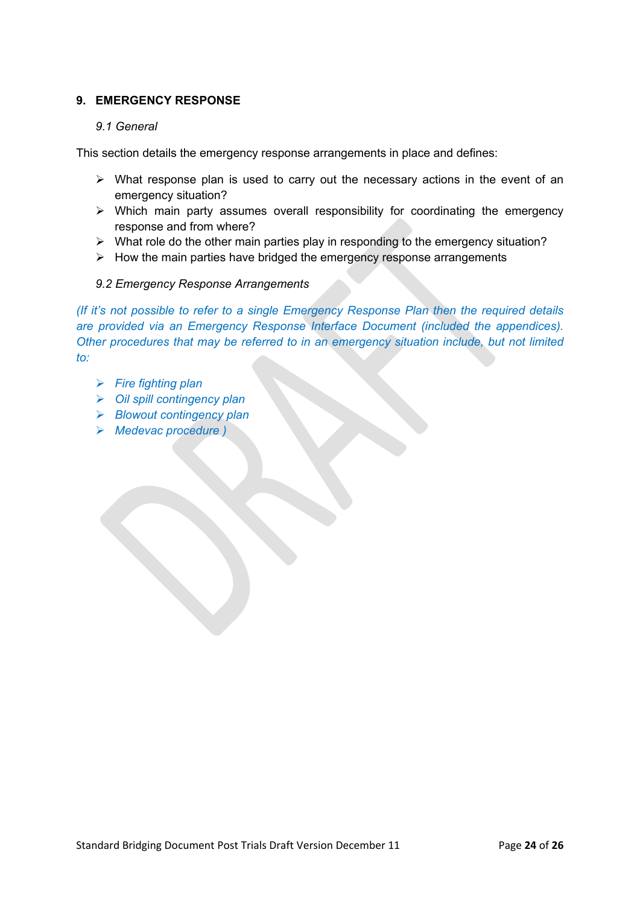## 9. EMERGENCY RESPONSE

### *9.1 General*

This section details the emergency response arrangements in place and defines:

- What response plan is used to carry out the necessary actions in the event of an emergency situation?
- Which main party assumes overall responsibility for coordinating the emergency response and from where?
- What role do the other main parties play in responding to the emergency situation?
- How the main parties have bridged the emergency response arrangements

### *9.2 Emergency Response Arrangements*

*(If it's not possible to refer to a single Emergency Response Plan then the required details are provided via an Emergency Response Interface Document (included the appendices). Other procedures that may be referred to in an emergency situation include, but not limited to:*

- *Fire fighting plan*
- *Oil spill contingency plan*
- *Blowout contingency plan*
- *Medevac procedure )*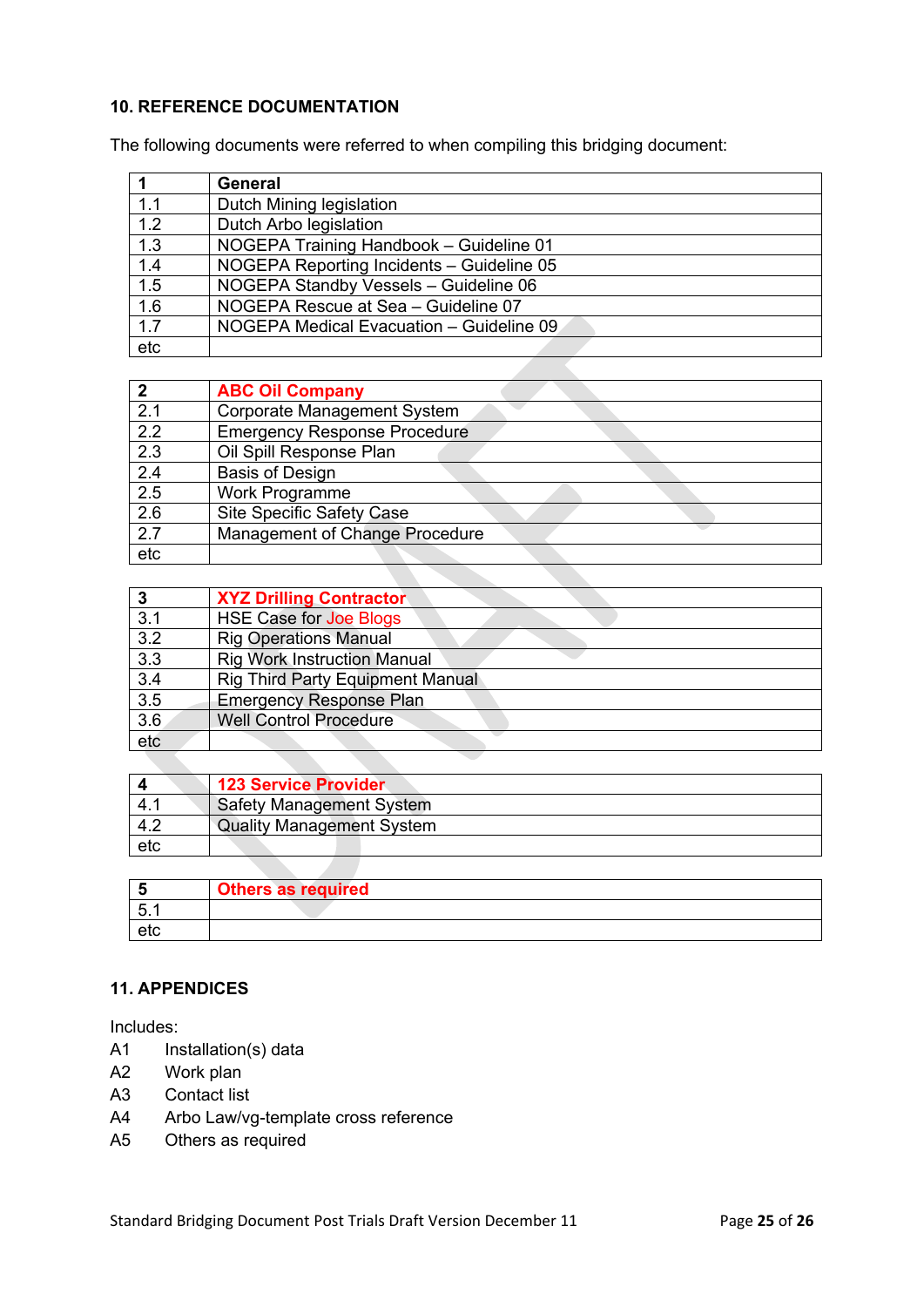## 10. REFERENCE DOCUMENTATION

The following documents were referred to when compiling this bridging document:

| 1 | General |
|---|---|
| 1.1 | Dutch Mining legislation |
| 1.2 | Dutch Arbo legislation |
| 1.3 | NOGEPA Training Handbook – Guideline 01 |
| 1.4 | NOGEPA Reporting Incidents – Guideline 05 |
| 1.5 | NOGEPA Standby Vessels – Guideline 06 |
| 1.6 | NOGEPA Rescue at Sea – Guideline 07 |
| 1.7 | NOGEPA Medical Evacuation – Guideline 09 |
| etc | |

| 2 | ABC Oil Company |
|---|---|
| 2.1 | Corporate Management System |
| 2.2 | Emergency Response Procedure |
| 2.3 | Oil Spill Response Plan |
| 2.4 | Basis of Design |
| 2.5 | Work Programme |
| 2.6 | Site Specific Safety Case |
| 2.7 | Management of Change Procedure |
| etc | |

| 3 | XYZ Drilling Contractor |
|---|---|
| 3.1 | HSE Case for Joe Blogs |
| 3.2 | Rig Operations Manual |
| 3.3 | Rig Work Instruction Manual |
| 3.4 | Rig Third Party Equipment Manual |
| 3.5 | Emergency Response Plan |
| 3.6 | Well Control Procedure |
| etc | |

| 4 | 123 Service Provider |
|---|---|
| 4.1 | Safety Management System |
| 4.2 | Quality Management System |
| etc | |

| 5 | Others as required |
|---|---|
| 5.1 | |
| etc | |

## 11. APPENDICES

Includes:

A1 Installation(s) data
A2 Work plan
A3 Contact list
A4 Arbo Law/vg-template cross reference
A5 Others as required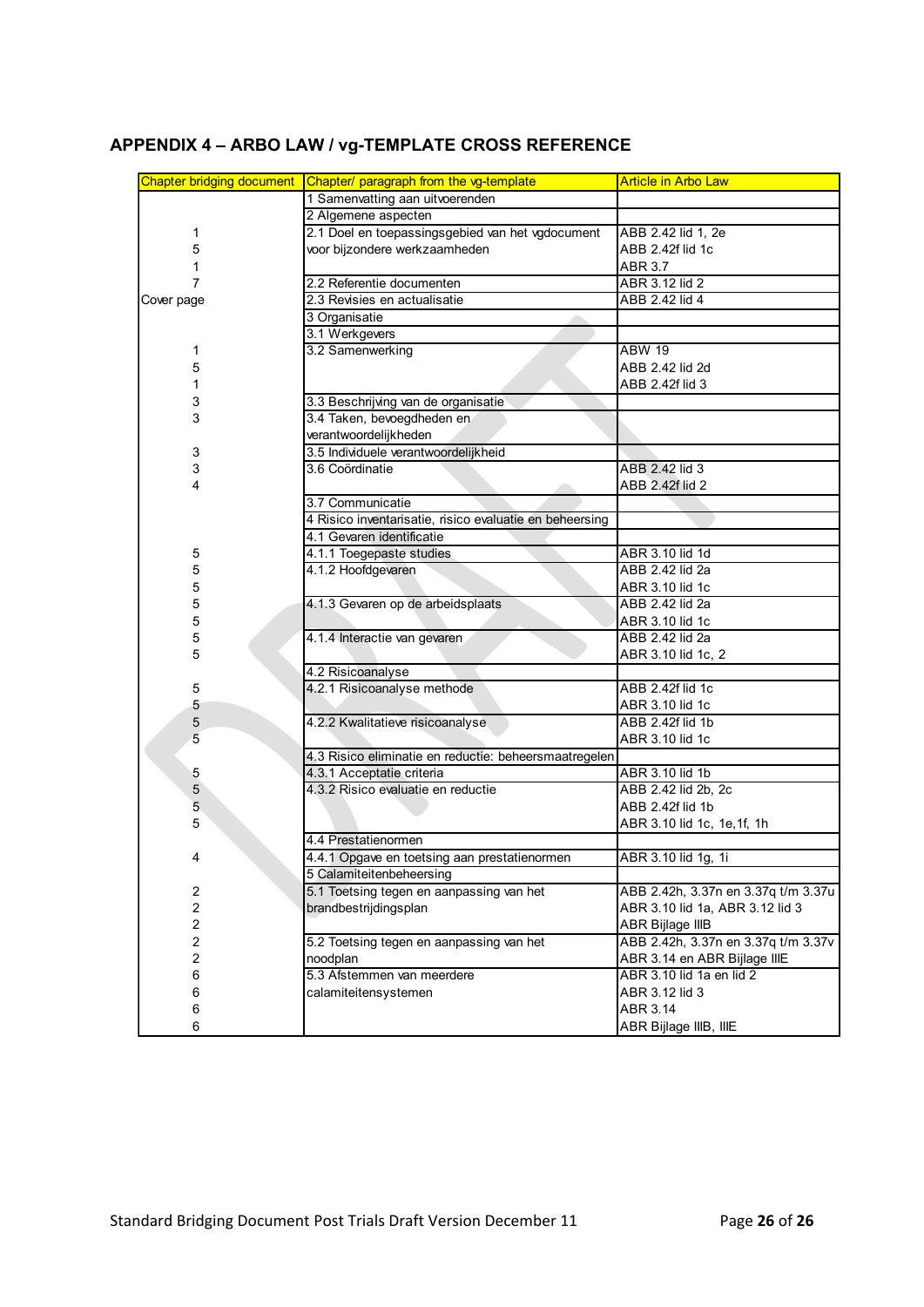## APPENDIX 4 – ARBO LAW / vg-TEMPLATE CROSS REFERENCE

| Chapter bridging document | Chapter/ paragraph from the vg-template | Article in Arbo Law |
|---|---|---|
| | 1 Samenvatting aan uitvoerenden | |
| | 2 Algemene aspecten | |
| 1 | 2.1 Doel en toepassingsgebied van het vgdocument | ABB 2.42 lid 1, 2e |
| 5 | voor bijzondere werkzaamheden | ABB 2.42f lid 1c |
| 1 | | ABR 3.7 |
| 7 | 2.2 Referentie documenten | ABR 3.12 lid 2 |
| Cover page | 2.3 Revisies en actualisatie | ABB 2.42 lid 4 |
| | 3 Organisatie | |
| | 3.1 Werkgevers | |
| 1 | 3.2 Samenwerking | ABW 19 |
| 5 | | ABB 2.42 lid 2d |
| 1 | | ABB 2.42f lid 3 |
| 3 | 3.3 Beschrijving van de organisatie | |
| 3 | 3.4 Taken, bevoegdheden en verantwoordelijkheden | |
| 3 | 3.5 Individuele verantwoordelijkheid | |
| 3 | 3.6 Coördinatie | ABB 2.42 lid 3 |
| 4 | | ABB 2.42f lid 2 |
| | 3.7 Communicatie | |
| | 4 Risico inventarisatie, risico evaluatie en beheersing | |
| | 4.1 Gevaren identificatie | |
| 5 | 4.1.1 Toegepaste studies | ABR 3.10 lid 1d |
| 5 | 4.1.2 Hoofdgevaren | ABB 2.42 lid 2a |
| 5 | | ABR 3.10 lid 1c |
| 5 | 4.1.3 Gevaren op de arbeidsplaats | ABB 2.42 lid 2a |
| 5 | | ABR 3.10 lid 1c |
| 5 | 4.1.4 Interactie van gevaren | ABB 2.42 lid 2a |
| 5 | | ABR 3.10 lid 1c, 2 |
| | 4.2 Risicoanalyse | |
| 5 | 4.2.1 Risicoanalyse methode | ABB 2.42f lid 1c |
| 5 | | ABR 3.10 lid 1c |
| 5 | 4.2.2 Kwalitatieve risicoanalyse | ABB 2.42f lid 1b |
| 5 | | ABR 3.10 lid 1c |
| | 4.3 Risico eliminatie en reductie: beheersmaatregelen | |
| 5 | 4.3.1 Acceptatie criteria | ABR 3.10 lid 1b |
| 5 | 4.3.2 Risico evaluatie en reductie | ABB 2.42 lid 2b, 2c |
| 5 | | ABB 2.42f lid 1b |
| 5 | | ABR 3.10 lid 1c, 1e,1f, 1h |
| | 4.4 Prestatienormen | |
| 4 | 4.4.1 Opgave en toetsing aan prestatienormen | ABR 3.10 lid 1g, 1i |
| | 5 Calamiteitenbeheersing | |
| 2 | 5.1 Toetsing tegen en aanpassing van het | ABB 2.42h, 3.37n en 3.37q t/m 3.37u |
| 2 | brandbestrijdingsplan | ABR 3.10 lid 1a, ABR 3.12 lid 3 |
| 2 | | ABR Bijlage IIIB |
| 2 | 5.2 Toetsing tegen en aanpassing van het | ABB 2.42h, 3.37n en 3.37q t/m 3.37v |
| 2 | noodplan | ABR 3.14 en ABR Bijlage IIIE |
| 6 | 5.3 Afstemmen van meerdere | ABR 3.10 lid 1a en lid 2 |
| 6 | calamiteitensystemen | ABR 3.12 lid 3 |
| 6 | | ABR 3.14 |
| 6 | | ABR Bijlage IIIB, IIIE |